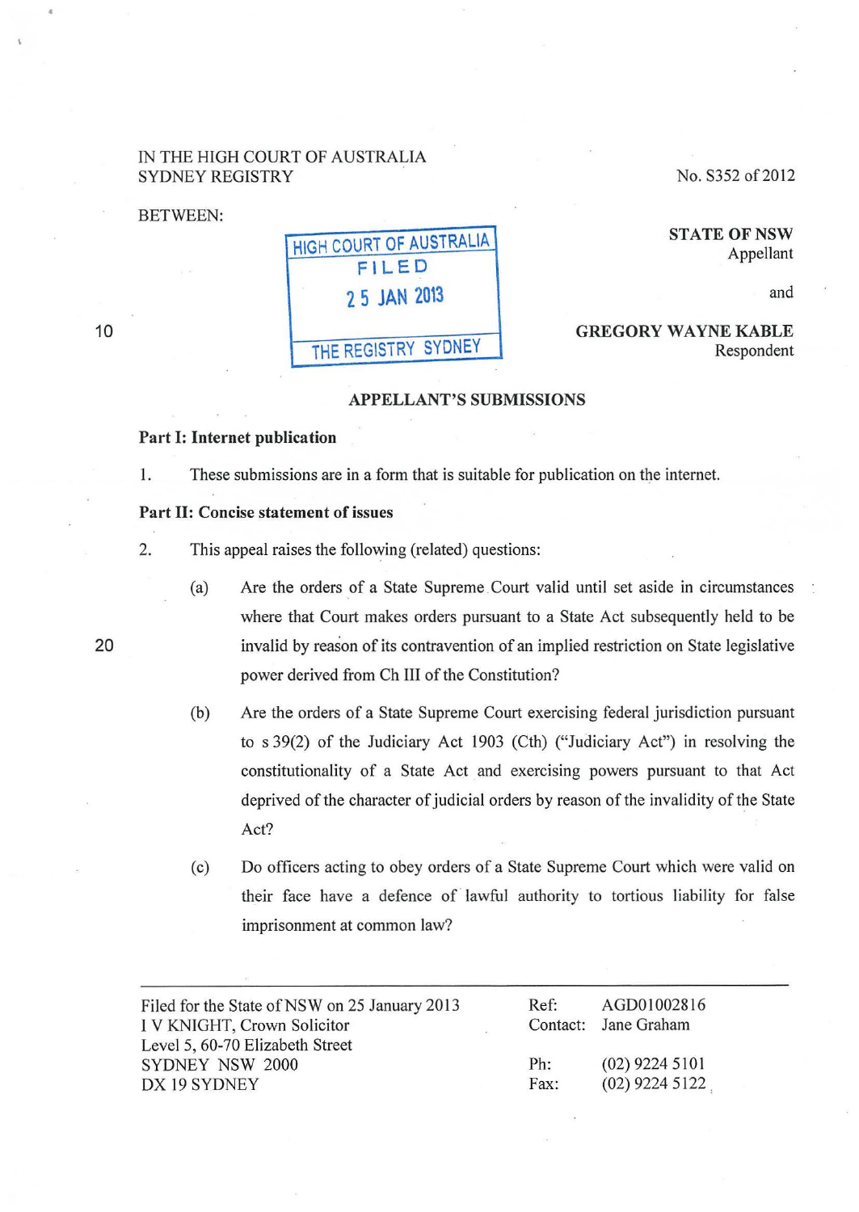IN THE HIGH COURT OF AUSTRALIA
SYDNEY REGISTRY

No. S352 of 2012

BETWEEN:

HIGH COURT OF AUSTRALIA
FILED
25 JAN 2013
THE REGISTRY SYDNEY

**STATE OF NSW**
Appellant

and

**GREGORY WAYNE KABLE**
Respondent

**APPELLANT'S SUBMISSIONS**

**Part I: Internet publication**

1. These submissions are in a form that is suitable for publication on the internet.

**Part II: Concise statement of issues**

2. This appeal raises the following (related) questions:

   (a) Are the orders of a State Supreme Court valid until set aside in circumstances where that Court makes orders pursuant to a State Act subsequently held to be invalid by reason of its contravention of an implied restriction on State legislative power derived from Ch III of the Constitution?

   (b) Are the orders of a State Supreme Court exercising federal jurisdiction pursuant to s 39(2) of the Judiciary Act 1903 (Cth) ("Judiciary Act") in resolving the constitutionality of a State Act and exercising powers pursuant to that Act deprived of the character of judicial orders by reason of the invalidity of the State Act?

   (c) Do officers acting to obey orders of a State Supreme Court which were valid on their face have a defence of lawful authority to tortious liability for false imprisonment at common law?

---

Filed for the State of NSW on 25 January 2013
I V KNIGHT, Crown Solicitor
Level 5, 60-70 Elizabeth Street
SYDNEY NSW 2000
DX 19 SYDNEY

Ref: AGD01002816
Contact: Jane Graham

Ph: (02) 9224 5101
Fax: (02) 9224 5122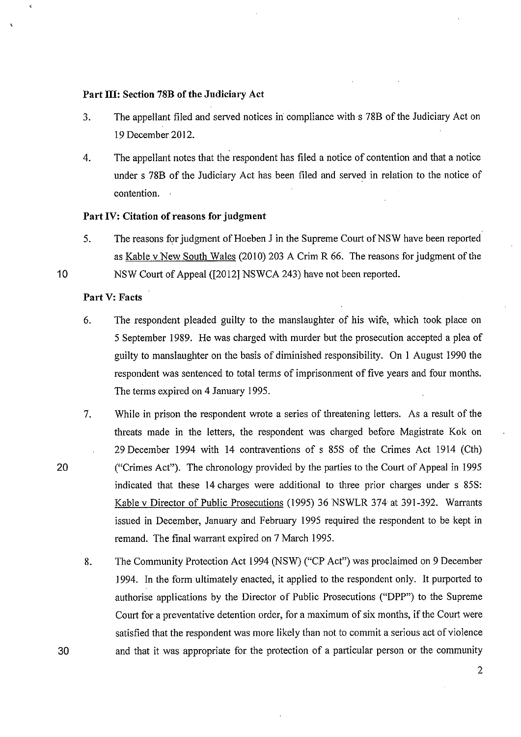**Part III: Section 78B of the Judiciary Act**

3. The appellant filed and served notices in compliance with s 78B of the Judiciary Act on 19 December 2012.

4. The appellant notes that the respondent has filed a notice of contention and that a notice under s 78B of the Judiciary Act has been filed and served in relation to the notice of contention.

**Part IV: Citation of reasons for judgment**

5. The reasons for judgment of Hoeben J in the Supreme Court of NSW have been reported as Kable v New South Wales (2010) 203 A Crim R 66. The reasons for judgment of the NSW Court of Appeal ([2012] NSWCA 243) have not been reported.

**Part V: Facts**

6. The respondent pleaded guilty to the manslaughter of his wife, which took place on 5 September 1989. He was charged with murder but the prosecution accepted a plea of guilty to manslaughter on the basis of diminished responsibility. On 1 August 1990 the respondent was sentenced to total terms of imprisonment of five years and four months. The terms expired on 4 January 1995.

7. While in prison the respondent wrote a series of threatening letters. As a result of the threats made in the letters, the respondent was charged before Magistrate Kok on 29 December 1994 with 14 contraventions of s 85S of the Crimes Act 1914 (Cth) ("Crimes Act"). The chronology provided by the parties to the Court of Appeal in 1995 indicated that these 14 charges were additional to three prior charges under s 85S: Kable v Director of Public Prosecutions (1995) 36 NSWLR 374 at 391-392. Warrants issued in December, January and February 1995 required the respondent to be kept in remand. The final warrant expired on 7 March 1995.

8. The Community Protection Act 1994 (NSW) ("CP Act") was proclaimed on 9 December 1994. In the form ultimately enacted, it applied to the respondent only. It purported to authorise applications by the Director of Public Prosecutions ("DPP") to the Supreme Court for a preventative detention order, for a maximum of six months, if the Court were satisfied that the respondent was more likely than not to commit a serious act of violence and that it was appropriate for the protection of a particular person or the community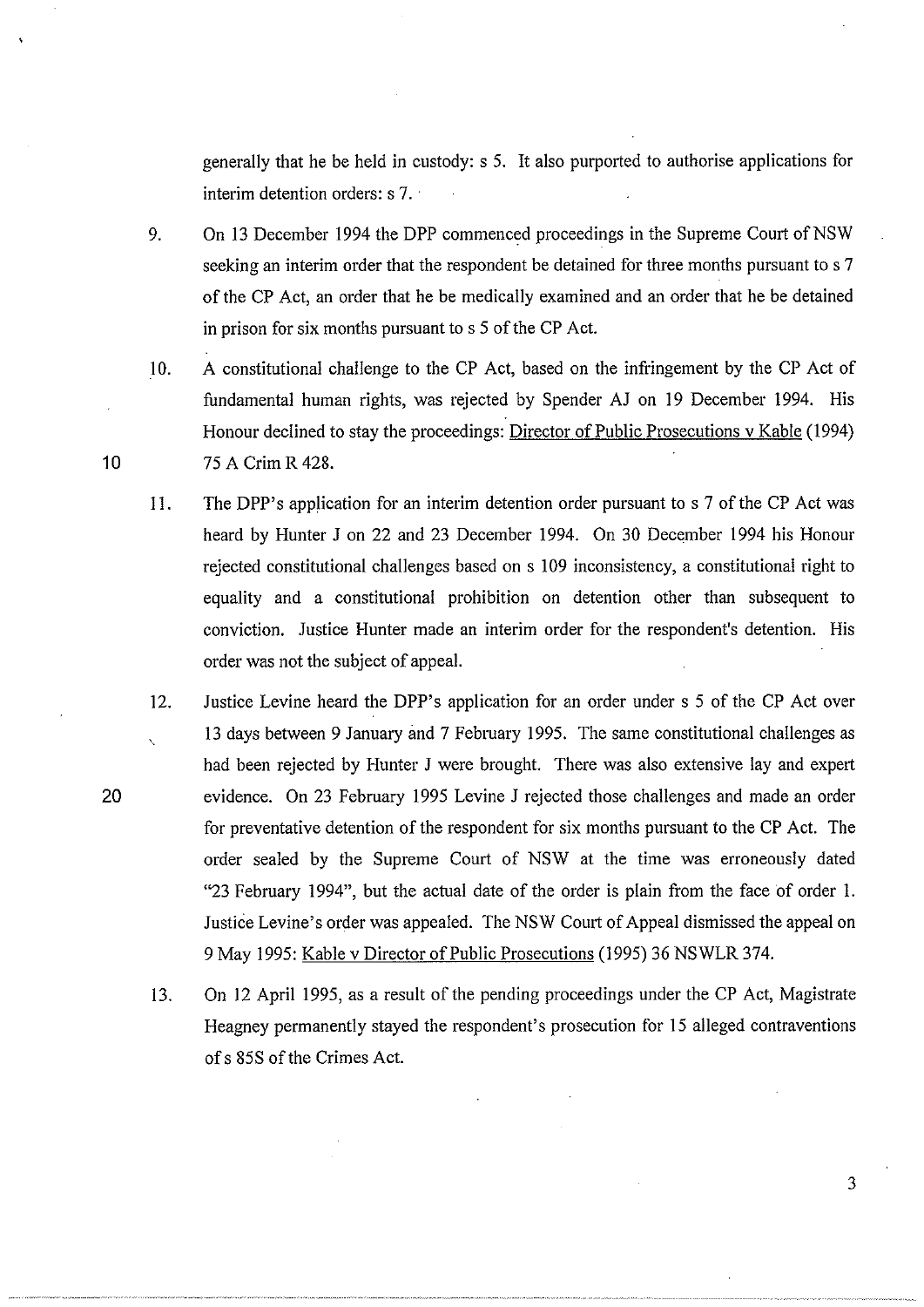generally that he be held in custody: s 5. It also purported to authorise applications for interim detention orders: s 7.

9. On 13 December 1994 the DPP commenced proceedings in the Supreme Court of NSW seeking an interim order that the respondent be detained for three months pursuant to s 7 of the CP Act, an order that he be medically examined and an order that he be detained in prison for six months pursuant to s 5 of the CP Act.

10. A constitutional challenge to the CP Act, based on the infringement by the CP Act of fundamental human rights, was rejected by Spender AJ on 19 December 1994. His Honour declined to stay the proceedings: <u>Director of Public Prosecutions v Kable</u> (1994) 75 A Crim R 428.

11. The DPP's application for an interim detention order pursuant to s 7 of the CP Act was heard by Hunter J on 22 and 23 December 1994. On 30 December 1994 his Honour rejected constitutional challenges based on s 109 inconsistency, a constitutional right to equality and a constitutional prohibition on detention other than subsequent to conviction. Justice Hunter made an interim order for the respondent's detention. His order was not the subject of appeal.

12. Justice Levine heard the DPP's application for an order under s 5 of the CP Act over 13 days between 9 January and 7 February 1995. The same constitutional challenges as had been rejected by Hunter J were brought. There was also extensive lay and expert evidence. On 23 February 1995 Levine J rejected those challenges and made an order for preventative detention of the respondent for six months pursuant to the CP Act. The order sealed by the Supreme Court of NSW at the time was erroneously dated "23 February 1994", but the actual date of the order is plain from the face of order 1. Justice Levine's order was appealed. The NSW Court of Appeal dismissed the appeal on 9 May 1995: <u>Kable v Director of Public Prosecutions</u> (1995) 36 NSWLR 374.

13. On 12 April 1995, as a result of the pending proceedings under the CP Act, Magistrate Heagney permanently stayed the respondent's prosecution for 15 alleged contraventions of s 85S of the Crimes Act.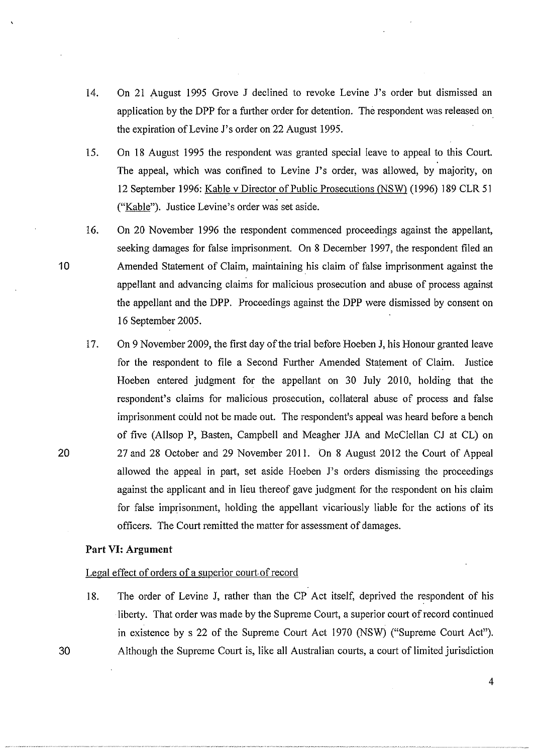14. On 21 August 1995 Grove J declined to revoke Levine J's order but dismissed an application by the DPP for a further order for detention. The respondent was released on the expiration of Levine J's order on 22 August 1995.

15. On 18 August 1995 the respondent was granted special leave to appeal to this Court. The appeal, which was confined to Levine J's order, was allowed, by majority, on 12 September 1996: Kable v Director of Public Prosecutions (NSW) (1996) 189 CLR 51 ("Kable"). Justice Levine's order was set aside.

16. On 20 November 1996 the respondent commenced proceedings against the appellant, seeking damages for false imprisonment. On 8 December 1997, the respondent filed an Amended Statement of Claim, maintaining his claim of false imprisonment against the appellant and advancing claims for malicious prosecution and abuse of process against the appellant and the DPP. Proceedings against the DPP were dismissed by consent on 16 September 2005.

17. On 9 November 2009, the first day of the trial before Hoeben J, his Honour granted leave for the respondent to file a Second Further Amended Statement of Claim. Justice Hoeben entered judgment for the appellant on 30 July 2010, holding that the respondent's claims for malicious prosecution, collateral abuse of process and false imprisonment could not be made out. The respondent's appeal was heard before a bench of five (Allsop P, Basten, Campbell and Meagher JJA and McClellan CJ at CL) on 27 and 28 October and 29 November 2011. On 8 August 2012 the Court of Appeal allowed the appeal in part, set aside Hoeben J's orders dismissing the proceedings against the applicant and in lieu thereof gave judgment for the respondent on his claim for false imprisonment, holding the appellant vicariously liable for the actions of its officers. The Court remitted the matter for assessment of damages.

**Part VI: Argument**

Legal effect of orders of a superior court of record

18. The order of Levine J, rather than the CP Act itself, deprived the respondent of his liberty. That order was made by the Supreme Court, a superior court of record continued in existence by s 22 of the Supreme Court Act 1970 (NSW) ("Supreme Court Act"). Although the Supreme Court is, like all Australian courts, a court of limited jurisdiction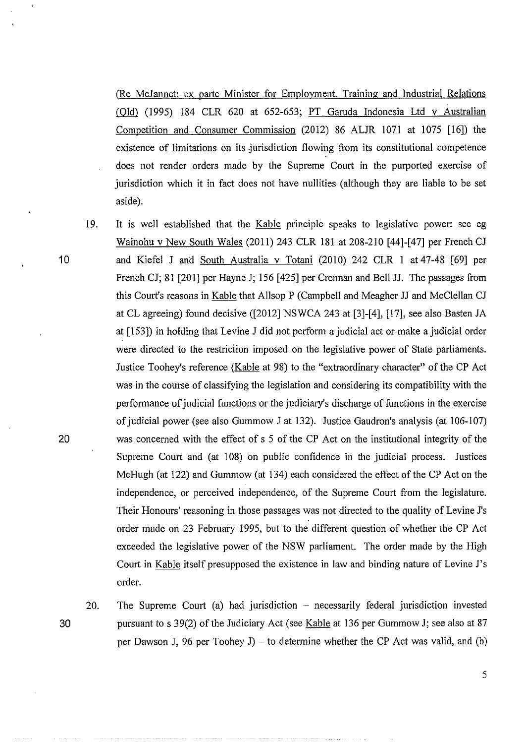(Re McJannet; ex parte Minister for Employment, Training and Industrial Relations (Qld) (1995) 184 CLR 620 at 652-653; PT Garuda Indonesia Ltd v Australian Competition and Consumer Commission (2012) 86 ALJR 1071 at 1075 [16]) the existence of limitations on its jurisdiction flowing from its constitutional competence does not render orders made by the Supreme Court in the purported exercise of jurisdiction which it in fact does not have nullities (although they are liable to be set aside).

19. It is well established that the Kable principle speaks to legislative power: see eg Wainohu v New South Wales (2011) 243 CLR 181 at 208-210 [44]-[47] per French CJ and Kiefel J and South Australia v Totani (2010) 242 CLR 1 at 47-48 [69] per French CJ; 81 [201] per Hayne J; 156 [425] per Crennan and Bell JJ. The passages from this Court's reasons in Kable that Allsop P (Campbell and Meagher JJ and McClellan CJ at CL agreeing) found decisive ([2012] NSWCA 243 at [3]-[4], [17], see also Basten JA at [153]) in holding that Levine J did not perform a judicial act or make a judicial order were directed to the restriction imposed on the legislative power of State parliaments. Justice Toohey's reference (Kable at 98) to the "extraordinary character" of the CP Act was in the course of classifying the legislation and considering its compatibility with the performance of judicial functions or the judiciary's discharge of functions in the exercise of judicial power (see also Gummow J at 132). Justice Gaudron's analysis (at 106-107) was concerned with the effect of s 5 of the CP Act on the institutional integrity of the Supreme Court and (at 108) on public confidence in the judicial process. Justices McHugh (at 122) and Gummow (at 134) each considered the effect of the CP Act on the independence, or perceived independence, of the Supreme Court from the legislature. Their Honours' reasoning in those passages was not directed to the quality of Levine J's order made on 23 February 1995, but to the different question of whether the CP Act exceeded the legislative power of the NSW parliament. The order made by the High Court in Kable itself presupposed the existence in law and binding nature of Levine J's order.

20. The Supreme Court (a) had jurisdiction – necessarily federal jurisdiction invested pursuant to s 39(2) of the Judiciary Act (see Kable at 136 per Gummow J; see also at 87 per Dawson J, 96 per Toohey J) – to determine whether the CP Act was valid, and (b)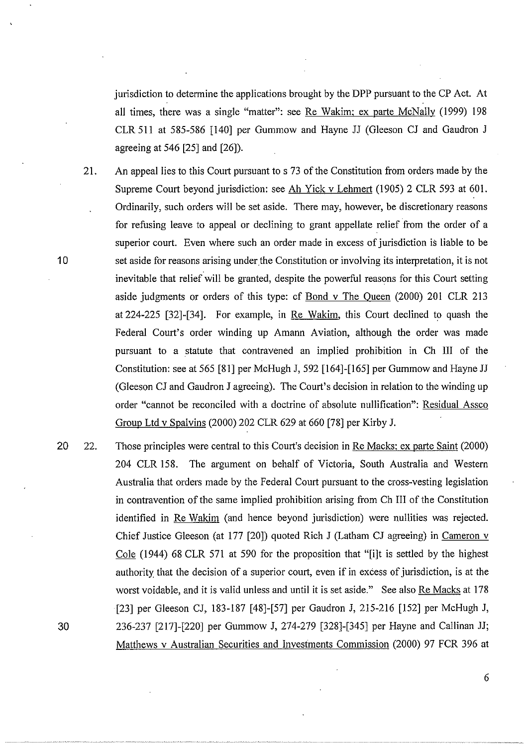jurisdiction to determine the applications brought by the DPP pursuant to the CP Act. At all times, there was a single "matter": see Re Wakim; ex parte McNally (1999) 198 CLR 511 at 585-586 [140] per Gummow and Hayne JJ (Gleeson CJ and Gaudron J agreeing at 546 [25] and [26]).

21. An appeal lies to this Court pursuant to s 73 of the Constitution from orders made by the Supreme Court beyond jurisdiction: see Ah Yick v Lehmert (1905) 2 CLR 593 at 601. Ordinarily, such orders will be set aside. There may, however, be discretionary reasons for refusing leave to appeal or declining to grant appellate relief from the order of a superior court. Even where such an order made in excess of jurisdiction is liable to be set aside for reasons arising under the Constitution or involving its interpretation, it is not inevitable that relief will be granted, despite the powerful reasons for this Court setting aside judgments or orders of this type: cf Bond v The Queen (2000) 201 CLR 213 at 224-225 [32]-[34]. For example, in Re Wakim, this Court declined to quash the Federal Court's order winding up Amann Aviation, although the order was made pursuant to a statute that contravened an implied prohibition in Ch III of the Constitution: see at 565 [81] per McHugh J, 592 [164]-[165] per Gummow and Hayne JJ (Gleeson CJ and Gaudron J agreeing). The Court's decision in relation to the winding up order "cannot be reconciled with a doctrine of absolute nullification": Residual Assco Group Ltd v Spalvins (2000) 202 CLR 629 at 660 [78] per Kirby J.

22. Those principles were central to this Court's decision in Re Macks; ex parte Saint (2000) 204 CLR 158. The argument on behalf of Victoria, South Australia and Western Australia that orders made by the Federal Court pursuant to the cross-vesting legislation in contravention of the same implied prohibition arising from Ch III of the Constitution identified in Re Wakim (and hence beyond jurisdiction) were nullities was rejected. Chief Justice Gleeson (at 177 [20]) quoted Rich J (Latham CJ agreeing) in Cameron v Cole (1944) 68 CLR 571 at 590 for the proposition that "[i]t is settled by the highest authority that the decision of a superior court, even if in excess of jurisdiction, is at the worst voidable, and it is valid unless and until it is set aside." See also Re Macks at 178 [23] per Gleeson CJ, 183-187 [48]-[57] per Gaudron J, 215-216 [152] per McHugh J, 236-237 [217]-[220] per Gummow J, 274-279 [328]-[345] per Hayne and Callinan JJ; Matthews v Australian Securities and Investments Commission (2000) 97 FCR 396 at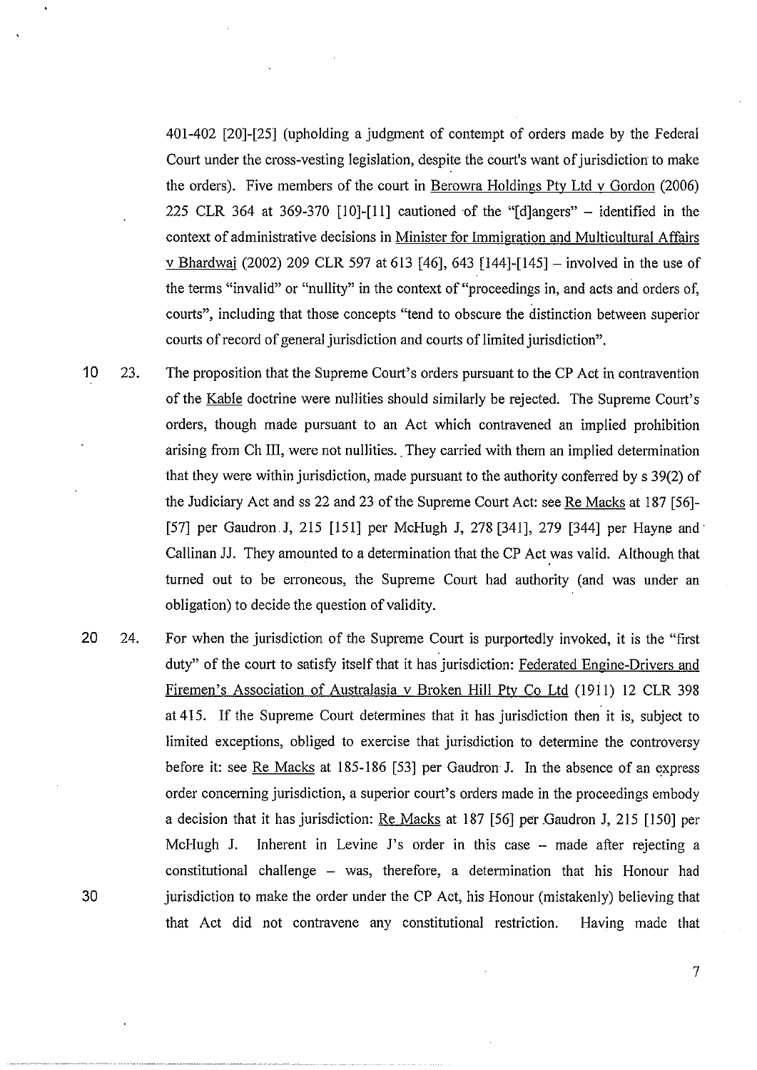401-402 [20]-[25] (upholding a judgment of contempt of orders made by the Federal Court under the cross-vesting legislation, despite the court's want of jurisdiction to make the orders). Five members of the court in Berowra Holdings Pty Ltd v Gordon (2006) 225 CLR 364 at 369-370 [10]-[11] cautioned of the "[d]angers" – identified in the context of administrative decisions in Minister for Immigration and Multicultural Affairs v Bhardwaj (2002) 209 CLR 597 at 613 [46], 643 [144]-[145] – involved in the use of the terms "invalid" or "nullity" in the context of "proceedings in, and acts and orders of, courts", including that those concepts "tend to obscure the distinction between superior courts of record of general jurisdiction and courts of limited jurisdiction".

23. The proposition that the Supreme Court's orders pursuant to the CP Act in contravention of the Kable doctrine were nullities should similarly be rejected. The Supreme Court's orders, though made pursuant to an Act which contravened an implied prohibition arising from Ch III, were not nullities. They carried with them an implied determination that they were within jurisdiction, made pursuant to the authority conferred by s 39(2) of the Judiciary Act and ss 22 and 23 of the Supreme Court Act: see Re Macks at 187 [56]-[57] per Gaudron J, 215 [151] per McHugh J, 278 [341], 279 [344] per Hayne and Callinan JJ. They amounted to a determination that the CP Act was valid. Although that turned out to be erroneous, the Supreme Court had authority (and was under an obligation) to decide the question of validity.

24. For when the jurisdiction of the Supreme Court is purportedly invoked, it is the "first duty" of the court to satisfy itself that it has jurisdiction: Federated Engine-Drivers and Firemen's Association of Australasia v Broken Hill Pty Co Ltd (1911) 12 CLR 398 at 415. If the Supreme Court determines that it has jurisdiction then it is, subject to limited exceptions, obliged to exercise that jurisdiction to determine the controversy before it: see Re Macks at 185-186 [53] per Gaudron J. In the absence of an express order concerning jurisdiction, a superior court's orders made in the proceedings embody a decision that it has jurisdiction: Re Macks at 187 [56] per Gaudron J, 215 [150] per McHugh J. Inherent in Levine J's order in this case – made after rejecting a constitutional challenge – was, therefore, a determination that his Honour had jurisdiction to make the order under the CP Act, his Honour (mistakenly) believing that that Act did not contravene any constitutional restriction. Having made that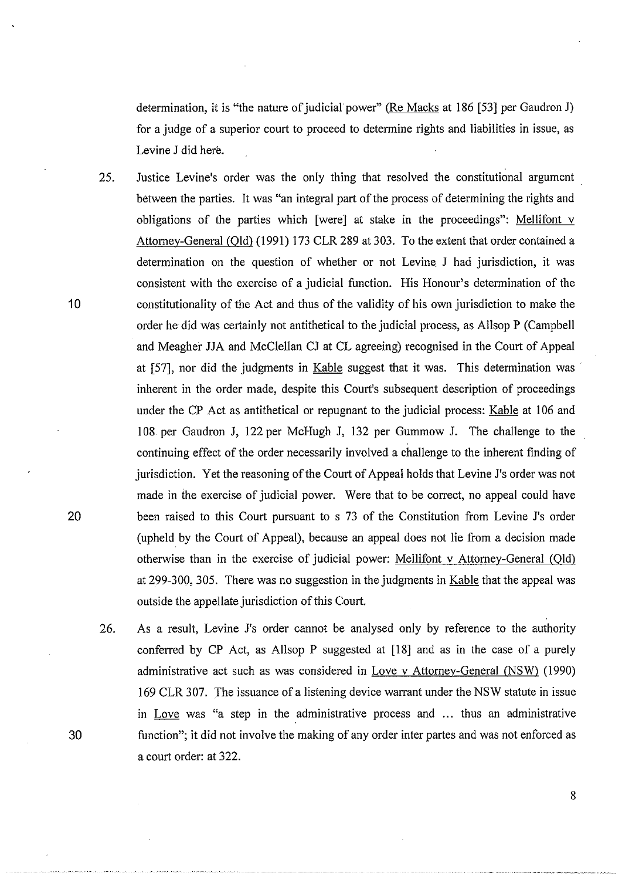determination, it is "the nature of judicial power" (Re Macks at 186 [53] per Gaudron J) for a judge of a superior court to proceed to determine rights and liabilities in issue, as Levine J did here.

25. Justice Levine's order was the only thing that resolved the constitutional argument between the parties. It was "an integral part of the process of determining the rights and obligations of the parties which [were] at stake in the proceedings": Mellifont v Attorney-General (Qld) (1991) 173 CLR 289 at 303. To the extent that order contained a determination on the question of whether or not Levine J had jurisdiction, it was consistent with the exercise of a judicial function. His Honour's determination of the constitutionality of the Act and thus of the validity of his own jurisdiction to make the order he did was certainly not antithetical to the judicial process, as Allsop P (Campbell and Meagher JJA and McClellan CJ at CL agreeing) recognised in the Court of Appeal at [57], nor did the judgments in Kable suggest that it was. This determination was inherent in the order made, despite this Court's subsequent description of proceedings under the CP Act as antithetical or repugnant to the judicial process: Kable at 106 and 108 per Gaudron J, 122 per McHugh J, 132 per Gummow J. The challenge to the continuing effect of the order necessarily involved a challenge to the inherent finding of jurisdiction. Yet the reasoning of the Court of Appeal holds that Levine J's order was not made in the exercise of judicial power. Were that to be correct, no appeal could have been raised to this Court pursuant to s 73 of the Constitution from Levine J's order (upheld by the Court of Appeal), because an appeal does not lie from a decision made otherwise than in the exercise of judicial power: Mellifont v Attorney-General (Qld) at 299-300, 305. There was no suggestion in the judgments in Kable that the appeal was outside the appellate jurisdiction of this Court.

26. As a result, Levine J's order cannot be analysed only by reference to the authority conferred by CP Act, as Allsop P suggested at [18] and as in the case of a purely administrative act such as was considered in Love v Attorney-General (NSW) (1990) 169 CLR 307. The issuance of a listening device warrant under the NSW statute in issue in Love was "a step in the administrative process and ... thus an administrative function"; it did not involve the making of any order inter partes and was not enforced as a court order: at 322.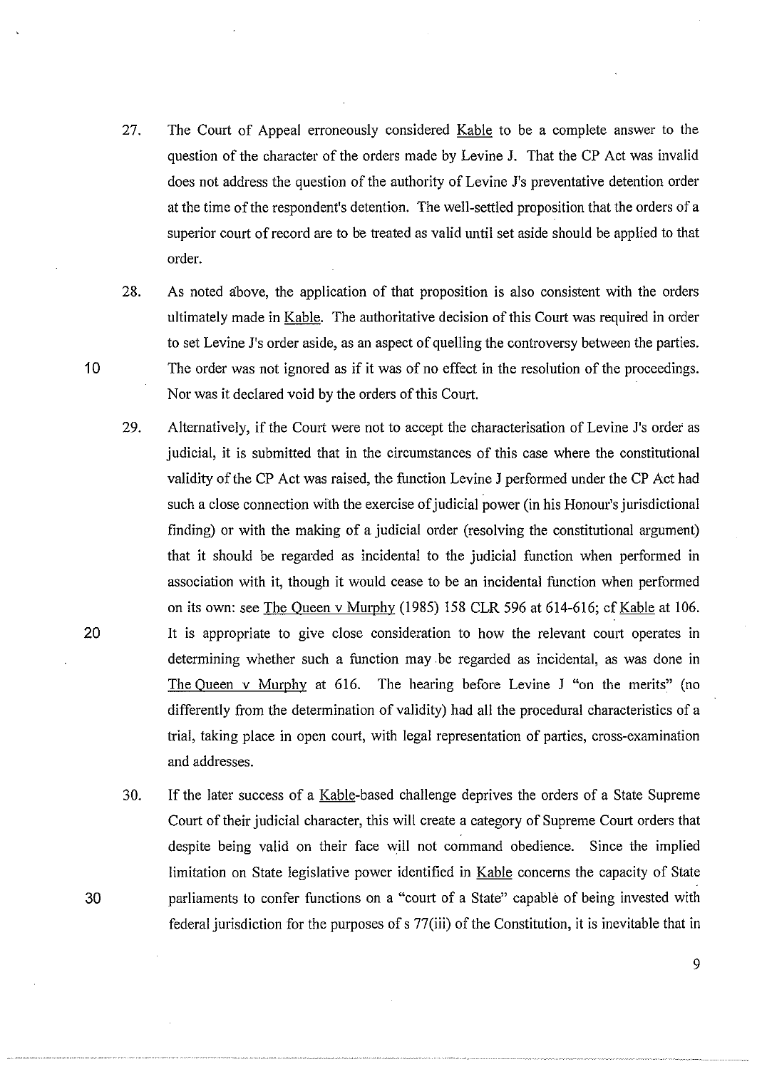27. The Court of Appeal erroneously considered Kable to be a complete answer to the question of the character of the orders made by Levine J. That the CP Act was invalid does not address the question of the authority of Levine J's preventative detention order at the time of the respondent's detention. The well-settled proposition that the orders of a superior court of record are to be treated as valid until set aside should be applied to that order.

28. As noted above, the application of that proposition is also consistent with the orders ultimately made in Kable. The authoritative decision of this Court was required in order to set Levine J's order aside, as an aspect of quelling the controversy between the parties. The order was not ignored as if it was of no effect in the resolution of the proceedings. Nor was it declared void by the orders of this Court.

29. Alternatively, if the Court were not to accept the characterisation of Levine J's order as judicial, it is submitted that in the circumstances of this case where the constitutional validity of the CP Act was raised, the function Levine J performed under the CP Act had such a close connection with the exercise of judicial power (in his Honour's jurisdictional finding) or with the making of a judicial order (resolving the constitutional argument) that it should be regarded as incidental to the judicial function when performed in association with it, though it would cease to be an incidental function when performed on its own: see The Queen v Murphy (1985) 158 CLR 596 at 614-616; cf Kable at 106. It is appropriate to give close consideration to how the relevant court operates in determining whether such a function may be regarded as incidental, as was done in The Queen v Murphy at 616. The hearing before Levine J "on the merits" (no differently from the determination of validity) had all the procedural characteristics of a trial, taking place in open court, with legal representation of parties, cross-examination and addresses.

30. If the later success of a Kable-based challenge deprives the orders of a State Supreme Court of their judicial character, this will create a category of Supreme Court orders that despite being valid on their face will not command obedience. Since the implied limitation on State legislative power identified in Kable concerns the capacity of State parliaments to confer functions on a "court of a State" capable of being invested with federal jurisdiction for the purposes of s 77(iii) of the Constitution, it is inevitable that in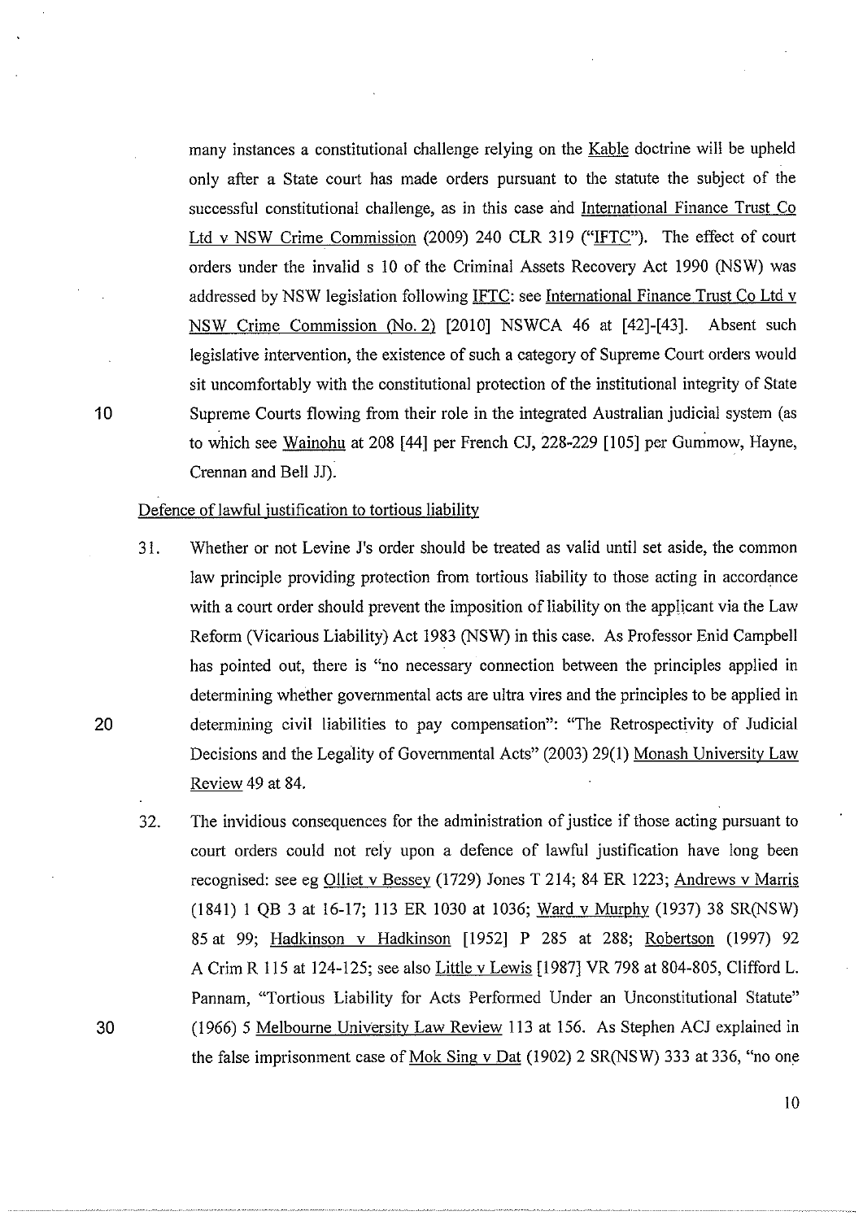many instances a constitutional challenge relying on the Kable doctrine will be upheld only after a State court has made orders pursuant to the statute the subject of the successful constitutional challenge, as in this case and International Finance Trust Co Ltd v NSW Crime Commission (2009) 240 CLR 319 ("IFTC"). The effect of court orders under the invalid s 10 of the Criminal Assets Recovery Act 1990 (NSW) was addressed by NSW legislation following IFTC: see International Finance Trust Co Ltd v NSW Crime Commission (No. 2) [2010] NSWCA 46 at [42]-[43]. Absent such legislative intervention, the existence of such a category of Supreme Court orders would sit uncomfortably with the constitutional protection of the institutional integrity of State Supreme Courts flowing from their role in the integrated Australian judicial system (as to which see Wainohu at 208 [44] per French CJ, 228-229 [105] per Gummow, Hayne, Crennan and Bell JJ).

Defence of lawful justification to tortious liability

31. Whether or not Levine J's order should be treated as valid until set aside, the common law principle providing protection from tortious liability to those acting in accordance with a court order should prevent the imposition of liability on the applicant via the Law Reform (Vicarious Liability) Act 1983 (NSW) in this case. As Professor Enid Campbell has pointed out, there is "no necessary connection between the principles applied in determining whether governmental acts are ultra vires and the principles to be applied in determining civil liabilities to pay compensation": "The Retrospectivity of Judicial Decisions and the Legality of Governmental Acts" (2003) 29(1) Monash University Law Review 49 at 84.

32. The invidious consequences for the administration of justice if those acting pursuant to court orders could not rely upon a defence of lawful justification have long been recognised: see eg Olliet v Bessey (1729) Jones T 214; 84 ER 1223; Andrews v Marris (1841) 1 QB 3 at 16-17; 113 ER 1030 at 1036; Ward v Murphy (1937) 38 SR(NSW) 85 at 99; Hadkinson v Hadkinson [1952] P 285 at 288; Robertson (1997) 92 A Crim R 115 at 124-125; see also Little v Lewis [1987] VR 798 at 804-805, Clifford L. Pannam, "Tortious Liability for Acts Performed Under an Unconstitutional Statute" (1966) 5 Melbourne University Law Review 113 at 156. As Stephen ACJ explained in the false imprisonment case of Mok Sing v Dat (1902) 2 SR(NSW) 333 at 336, "no one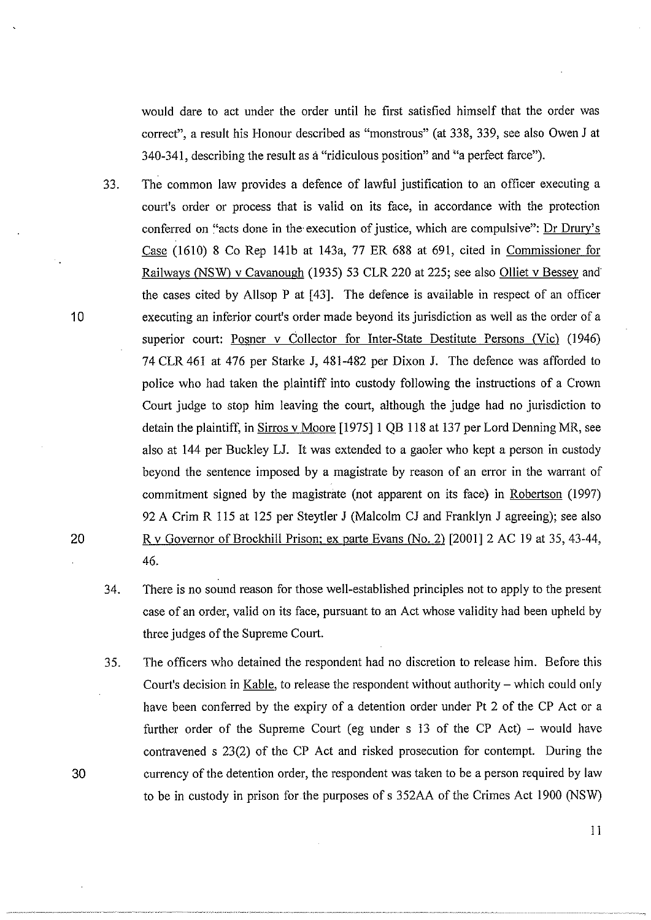would dare to act under the order until he first satisfied himself that the order was correct", a result his Honour described as "monstrous" (at 338, 339, see also Owen J at 340-341, describing the result as a "ridiculous position" and "a perfect farce").

33. The common law provides a defence of lawful justification to an officer executing a court's order or process that is valid on its face, in accordance with the protection conferred on "acts done in the execution of justice, which are compulsive": Dr Drury's Case (1610) 8 Co Rep 141b at 143a, 77 ER 688 at 691, cited in Commissioner for Railways (NSW) v Cavanough (1935) 53 CLR 220 at 225; see also Olliet v Bessey and the cases cited by Allsop P at [43]. The defence is available in respect of an officer executing an inferior court's order made beyond its jurisdiction as well as the order of a superior court: Posner v Collector for Inter-State Destitute Persons (Vic) (1946) 74 CLR 461 at 476 per Starke J, 481-482 per Dixon J. The defence was afforded to police who had taken the plaintiff into custody following the instructions of a Crown Court judge to stop him leaving the court, although the judge had no jurisdiction to detain the plaintiff, in Sirros v Moore [1975] 1 QB 118 at 137 per Lord Denning MR, see also at 144 per Buckley LJ. It was extended to a gaoler who kept a person in custody beyond the sentence imposed by a magistrate by reason of an error in the warrant of commitment signed by the magistrate (not apparent on its face) in Robertson (1997) 92 A Crim R 115 at 125 per Steytler J (Malcolm CJ and Franklyn J agreeing); see also R v Governor of Brockhill Prison; ex parte Evans (No. 2) [2001] 2 AC 19 at 35, 43-44, 46.

34. There is no sound reason for those well-established principles not to apply to the present case of an order, valid on its face, pursuant to an Act whose validity had been upheld by three judges of the Supreme Court.

35. The officers who detained the respondent had no discretion to release him. Before this Court's decision in Kable, to release the respondent without authority – which could only have been conferred by the expiry of a detention order under Pt 2 of the CP Act or a further order of the Supreme Court (eg under s 13 of the CP Act) – would have contravened s 23(2) of the CP Act and risked prosecution for contempt. During the currency of the detention order, the respondent was taken to be a person required by law to be in custody in prison for the purposes of s 352AA of the Crimes Act 1900 (NSW)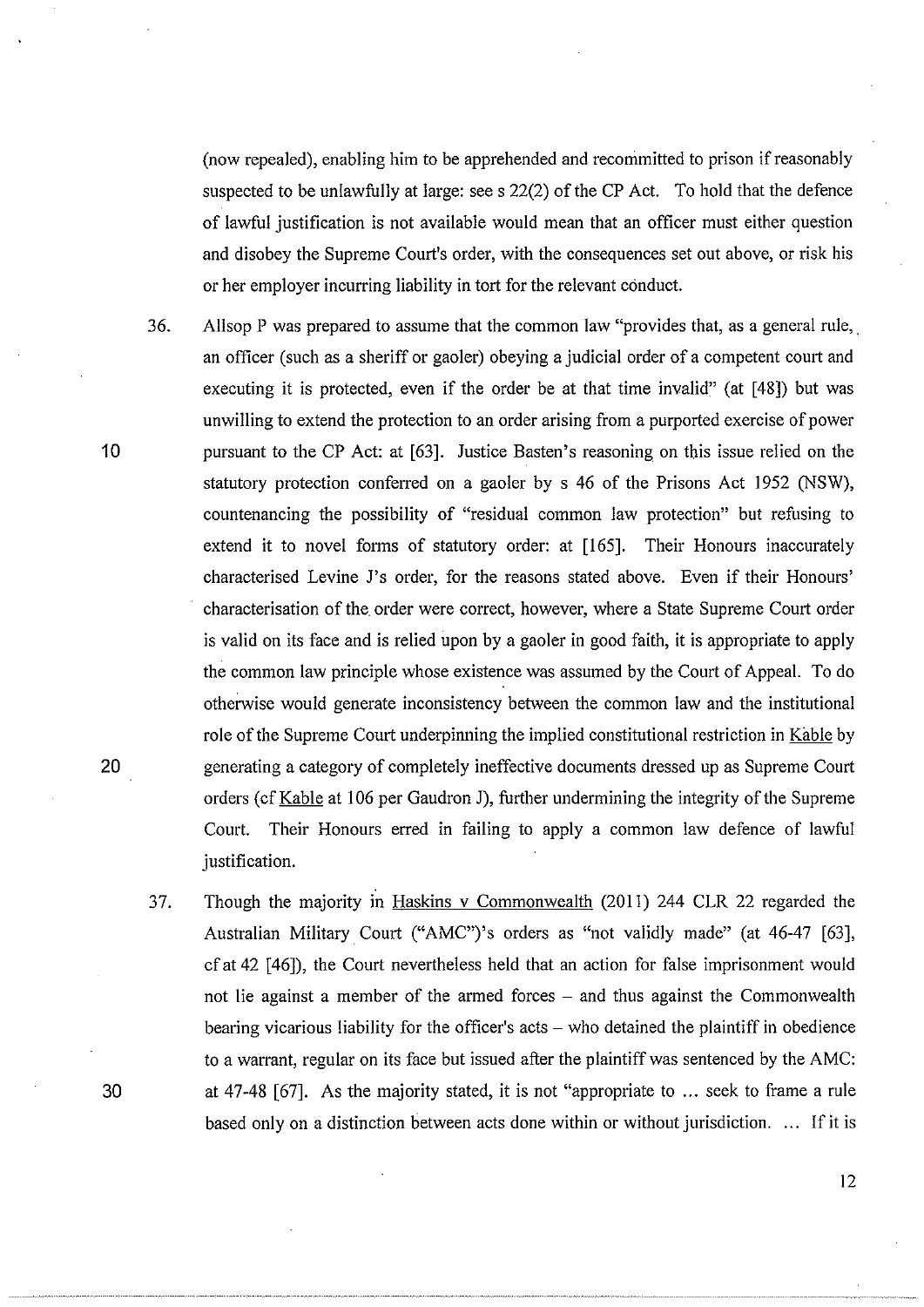(now repealed), enabling him to be apprehended and recommitted to prison if reasonably suspected to be unlawfully at large: see s 22(2) of the CP Act. To hold that the defence of lawful justification is not available would mean that an officer must either question and disobey the Supreme Court's order, with the consequences set out above, or risk his or her employer incurring liability in tort for the relevant conduct.

36. Allsop P was prepared to assume that the common law "provides that, as a general rule, an officer (such as a sheriff or gaoler) obeying a judicial order of a competent court and executing it is protected, even if the order be at that time invalid" (at [48]) but was unwilling to extend the protection to an order arising from a purported exercise of power pursuant to the CP Act: at [63]. Justice Basten's reasoning on this issue relied on the statutory protection conferred on a gaoler by s 46 of the Prisons Act 1952 (NSW), countenancing the possibility of "residual common law protection" but refusing to extend it to novel forms of statutory order: at [165]. Their Honours inaccurately characterised Levine J's order, for the reasons stated above. Even if their Honours' characterisation of the order were correct, however, where a State Supreme Court order is valid on its face and is relied upon by a gaoler in good faith, it is appropriate to apply the common law principle whose existence was assumed by the Court of Appeal. To do otherwise would generate inconsistency between the common law and the institutional role of the Supreme Court underpinning the implied constitutional restriction in Kable by generating a category of completely ineffective documents dressed up as Supreme Court orders (cf Kable at 106 per Gaudron J), further undermining the integrity of the Supreme Court. Their Honours erred in failing to apply a common law defence of lawful justification.

37. Though the majority in Haskins v Commonwealth (2011) 244 CLR 22 regarded the Australian Military Court ("AMC")'s orders as "not validly made" (at 46-47 [63], cf at 42 [46]), the Court nevertheless held that an action for false imprisonment would not lie against a member of the armed forces – and thus against the Commonwealth bearing vicarious liability for the officer's acts – who detained the plaintiff in obedience to a warrant, regular on its face but issued after the plaintiff was sentenced by the AMC: at 47-48 [67]. As the majority stated, it is not "appropriate to ... seek to frame a rule based only on a distinction between acts done within or without jurisdiction. ... If it is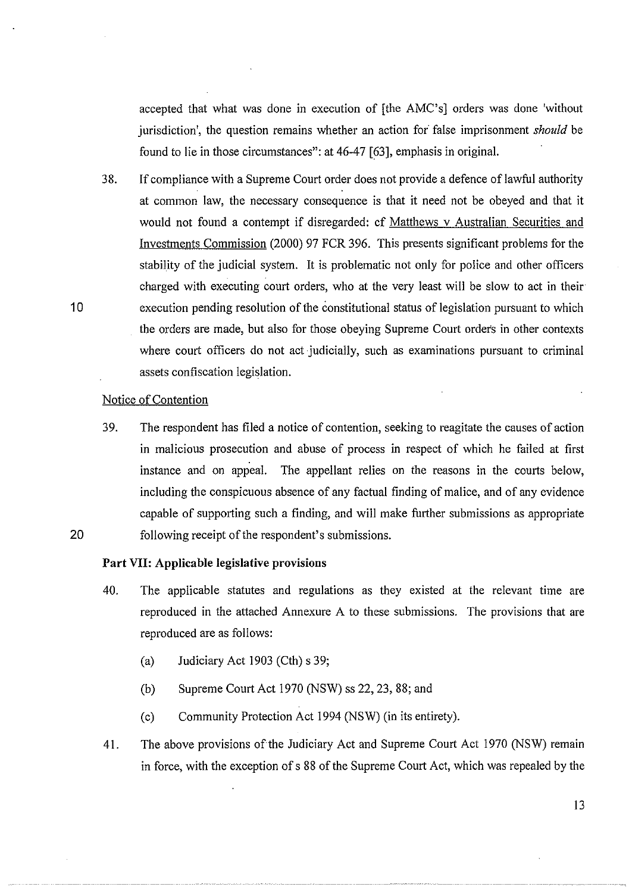accepted that what was done in execution of [the AMC's] orders was done 'without jurisdiction', the question remains whether an action for false imprisonment *should* be found to lie in those circumstances": at 46-47 [63], emphasis in original.

38. If compliance with a Supreme Court order does not provide a defence of lawful authority at common law, the necessary consequence is that it need not be obeyed and that it would not found a contempt if disregarded: cf Matthews v Australian Securities and Investments Commission (2000) 97 FCR 396. This presents significant problems for the stability of the judicial system. It is problematic not only for police and other officers charged with executing court orders, who at the very least will be slow to act in their execution pending resolution of the constitutional status of legislation pursuant to which the orders are made, but also for those obeying Supreme Court orders in other contexts where court officers do not act judicially, such as examinations pursuant to criminal assets confiscation legislation.

Notice of Contention

39. The respondent has filed a notice of contention, seeking to reagitate the causes of action in malicious prosecution and abuse of process in respect of which he failed at first instance and on appeal. The appellant relies on the reasons in the courts below, including the conspicuous absence of any factual finding of malice, and of any evidence capable of supporting such a finding, and will make further submissions as appropriate following receipt of the respondent's submissions.

**Part VII: Applicable legislative provisions**

40. The applicable statutes and regulations as they existed at the relevant time are reproduced in the attached Annexure A to these submissions. The provisions that are reproduced are as follows:

    (a) Judiciary Act 1903 (Cth) s 39;

    (b) Supreme Court Act 1970 (NSW) ss 22, 23, 88; and

    (c) Community Protection Act 1994 (NSW) (in its entirety).

41. The above provisions of the Judiciary Act and Supreme Court Act 1970 (NSW) remain in force, with the exception of s 88 of the Supreme Court Act, which was repealed by the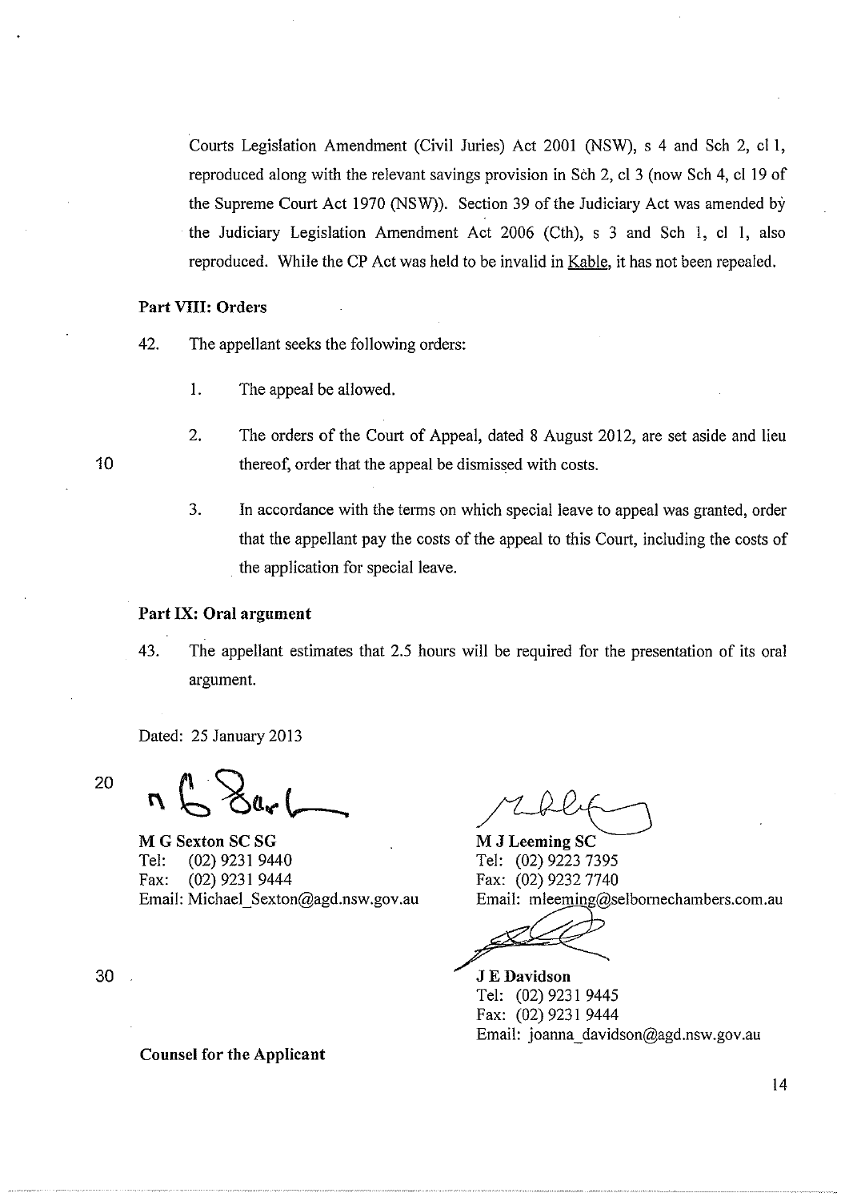Courts Legislation Amendment (Civil Juries) Act 2001 (NSW), s 4 and Sch 2, cl 1, reproduced along with the relevant savings provision in Sch 2, cl 3 (now Sch 4, cl 19 of the Supreme Court Act 1970 (NSW)). Section 39 of the Judiciary Act was amended by the Judiciary Legislation Amendment Act 2006 (Cth), s 3 and Sch 1, cl 1, also reproduced. While the CP Act was held to be invalid in Kable, it has not been repealed.

**Part VIII: Orders**

42. The appellant seeks the following orders:

 1. The appeal be allowed.

 2. The orders of the Court of Appeal, dated 8 August 2012, are set aside and lieu thereof, order that the appeal be dismissed with costs.

 3. In accordance with the terms on which special leave to appeal was granted, order that the appellant pay the costs of the appeal to this Court, including the costs of the application for special leave.

**Part IX: Oral argument**

43. The appellant estimates that 2.5 hours will be required for the presentation of its oral argument.

Dated: 25 January 2013

**M G Sexton SC SG**
Tel: (02) 9231 9440
Fax: (02) 9231 9444
Email: Michael_Sexton@agd.nsw.gov.au

**M J Leeming SC**
Tel: (02) 9223 7395
Fax: (02) 9232 7740
Email: mleeming@selbornechambers.com.au

**J E Davidson**
Tel: (02) 9231 9445
Fax: (02) 9231 9444
Email: joanna_davidson@agd.nsw.gov.au

**Counsel for the Applicant**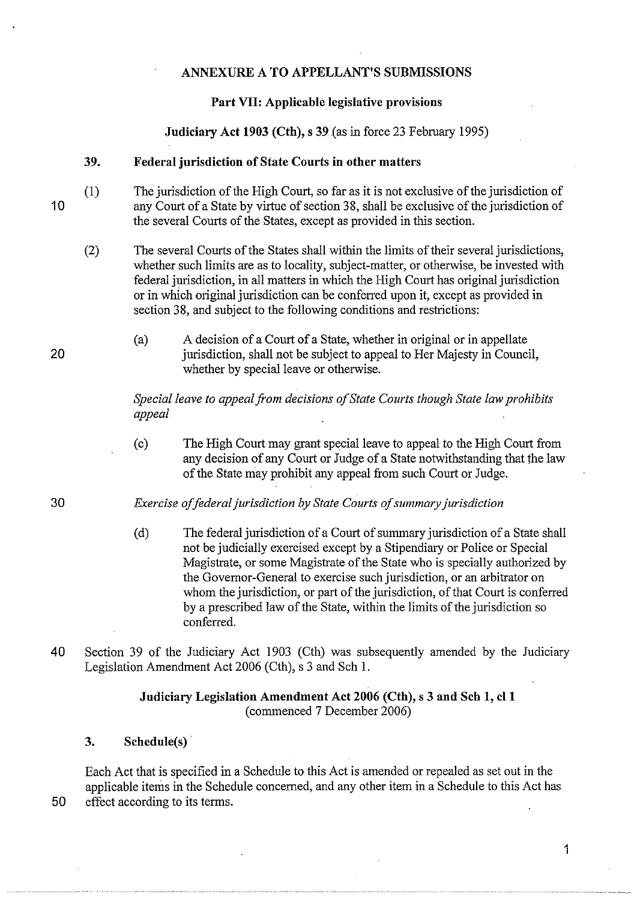## ANNEXURE A TO APPELLANT'S SUBMISSIONS

### Part VII: Applicable legislative provisions

**Judiciary Act 1903 (Cth), s 39** (as in force 23 February 1995)

**39. Federal jurisdiction of State Courts in other matters**

(1) The jurisdiction of the High Court, so far as it is not exclusive of the jurisdiction of any Court of a State by virtue of section 38, shall be exclusive of the jurisdiction of the several Courts of the States, except as provided in this section.

(2) The several Courts of the States shall within the limits of their several jurisdictions, whether such limits are as to locality, subject-matter, or otherwise, be invested with federal jurisdiction, in all matters in which the High Court has original jurisdiction or in which original jurisdiction can be conferred upon it, except as provided in section 38, and subject to the following conditions and restrictions:

(a) A decision of a Court of a State, whether in original or in appellate jurisdiction, shall not be subject to appeal to Her Majesty in Council, whether by special leave or otherwise.

*Special leave to appeal from decisions of State Courts though State law prohibits appeal*

(c) The High Court may grant special leave to appeal to the High Court from any decision of any Court or Judge of a State notwithstanding that the law of the State may prohibit any appeal from such Court or Judge.

*Exercise of federal jurisdiction by State Courts of summary jurisdiction*

(d) The federal jurisdiction of a Court of summary jurisdiction of a State shall not be judicially exercised except by a Stipendiary or Police or Special Magistrate, or some Magistrate of the State who is specially authorized by the Governor-General to exercise such jurisdiction, or an arbitrator on whom the jurisdiction, or part of the jurisdiction, of that Court is conferred by a prescribed law of the State, within the limits of the jurisdiction so conferred.

Section 39 of the Judiciary Act 1903 (Cth) was subsequently amended by the Judiciary Legislation Amendment Act 2006 (Cth), s 3 and Sch 1.

**Judiciary Legislation Amendment Act 2006 (Cth), s 3 and Sch 1, cl 1**
(commenced 7 December 2006)

**3. Schedule(s)**

Each Act that is specified in a Schedule to this Act is amended or repealed as set out in the applicable items in the Schedule concerned, and any other item in a Schedule to this Act has effect according to its terms.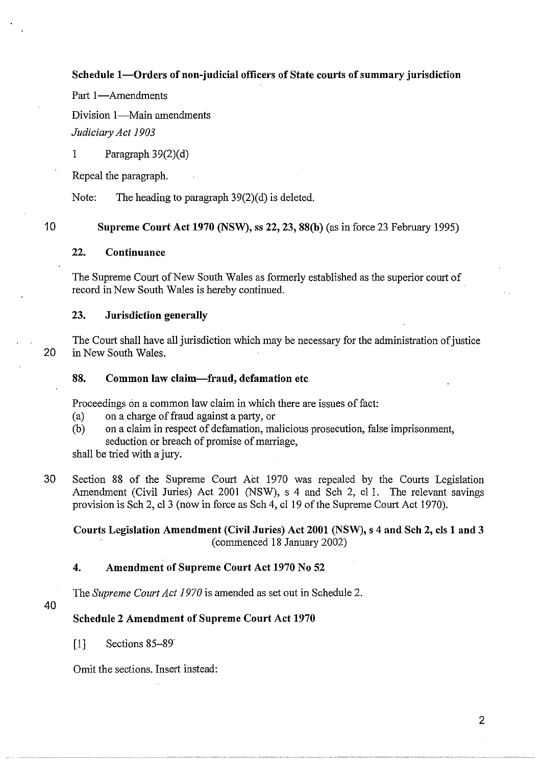**Schedule 1—Orders of non-judicial officers of State courts of summary jurisdiction**

Part 1—Amendments

Division 1—Main amendments

*Judiciary Act 1903*

1 Paragraph 39(2)(d)

Repeal the paragraph.

Note: The heading to paragraph 39(2)(d) is deleted.

**Supreme Court Act 1970 (NSW), ss 22, 23, 88(b)** (as in force 23 February 1995)

**22. Continuance**

The Supreme Court of New South Wales as formerly established as the superior court of record in New South Wales is hereby continued.

**23. Jurisdiction generally**

The Court shall have all jurisdiction which may be necessary for the administration of justice in New South Wales.

**88. Common law claim—fraud, defamation etc**

Proceedings on a common law claim in which there are issues of fact:

(a) on a charge of fraud against a party, or

(b) on a claim in respect of defamation, malicious prosecution, false imprisonment, seduction or breach of promise of marriage,

shall be tried with a jury.

Section 88 of the Supreme Court Act 1970 was repealed by the Courts Legislation Amendment (Civil Juries) Act 2001 (NSW), s 4 and Sch 2, cl 1. The relevant savings provision is Sch 2, cl 3 (now in force as Sch 4, cl 19 of the Supreme Court Act 1970).

**Courts Legislation Amendment (Civil Juries) Act 2001 (NSW), s 4 and Sch 2, cls 1 and 3** (commenced 18 January 2002)

**4. Amendment of Supreme Court Act 1970 No 52**

The *Supreme Court Act 1970* is amended as set out in Schedule 2.

**Schedule 2 Amendment of Supreme Court Act 1970**

[1] Sections 85–89

Omit the sections. Insert instead: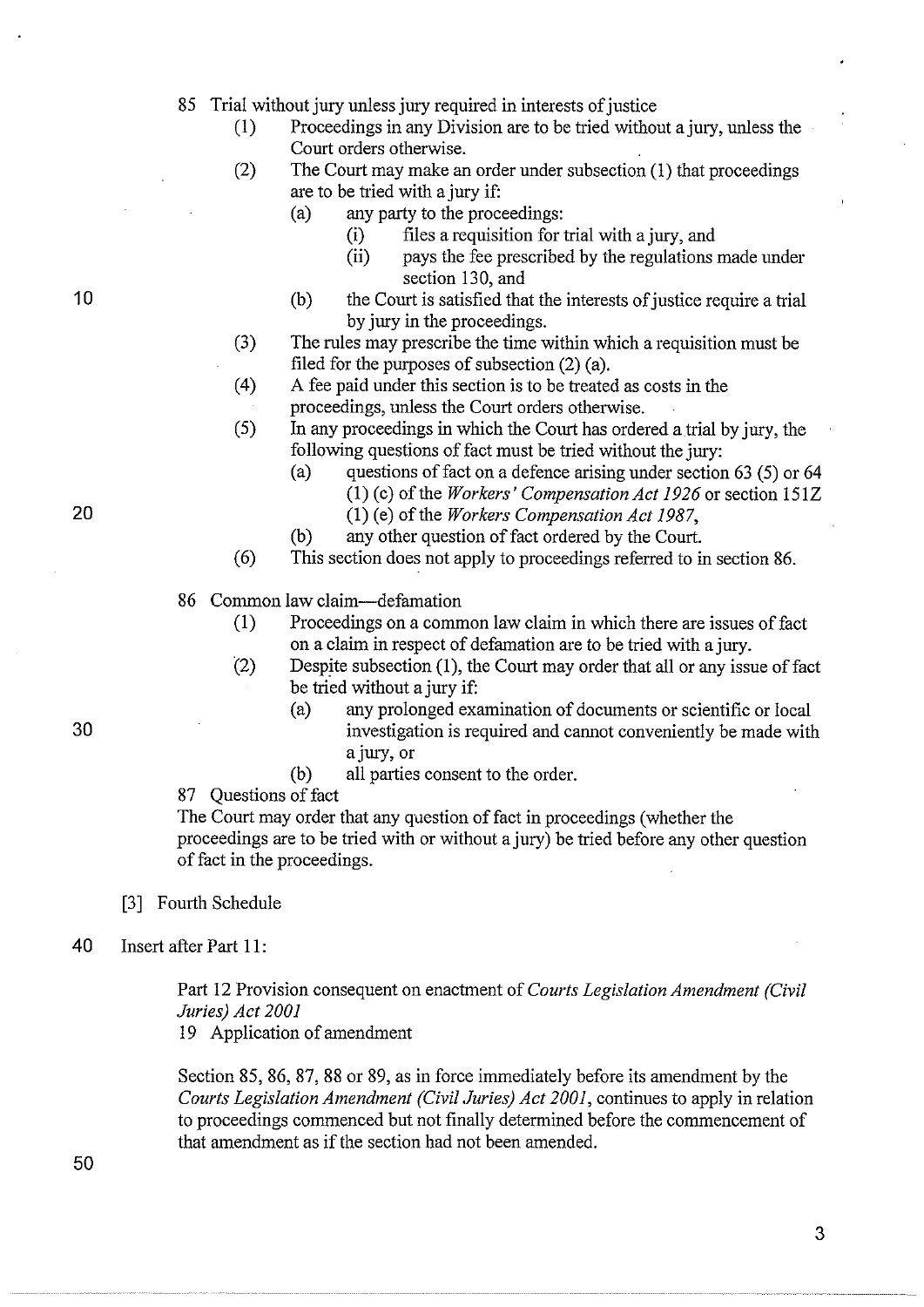85 Trial without jury unless jury required in interests of justice

(1) Proceedings in any Division are to be tried without a jury, unless the Court orders otherwise.

(2) The Court may make an order under subsection (1) that proceedings are to be tried with a jury if:

  (a) any party to the proceedings:

    (i) files a requisition for trial with a jury, and

    (ii) pays the fee prescribed by the regulations made under section 130, and

  (b) the Court is satisfied that the interests of justice require a trial by jury in the proceedings.

(3) The rules may prescribe the time within which a requisition must be filed for the purposes of subsection (2) (a).

(4) A fee paid under this section is to be treated as costs in the proceedings, unless the Court orders otherwise.

(5) In any proceedings in which the Court has ordered a trial by jury, the following questions of fact must be tried without the jury:

  (a) questions of fact on a defence arising under section 63 (5) or 64 (1) (c) of the *Workers' Compensation Act 1926* or section 151Z (1) (e) of the *Workers Compensation Act 1987*,

  (b) any other question of fact ordered by the Court.

(6) This section does not apply to proceedings referred to in section 86.

86 Common law claim—defamation

(1) Proceedings on a common law claim in which there are issues of fact on a claim in respect of defamation are to be tried with a jury.

(2) Despite subsection (1), the Court may order that all or any issue of fact be tried without a jury if:

  (a) any prolonged examination of documents or scientific or local investigation is required and cannot conveniently be made with a jury, or

  (b) all parties consent to the order.

87 Questions of fact

The Court may order that any question of fact in proceedings (whether the proceedings are to be tried with or without a jury) be tried before any other question of fact in the proceedings.

[3] Fourth Schedule

Insert after Part 11:

Part 12 Provision consequent on enactment of *Courts Legislation Amendment (Civil Juries) Act 2001*

19 Application of amendment

Section 85, 86, 87, 88 or 89, as in force immediately before its amendment by the *Courts Legislation Amendment (Civil Juries) Act 2001*, continues to apply in relation to proceedings commenced but not finally determined before the commencement of that amendment as if the section had not been amended.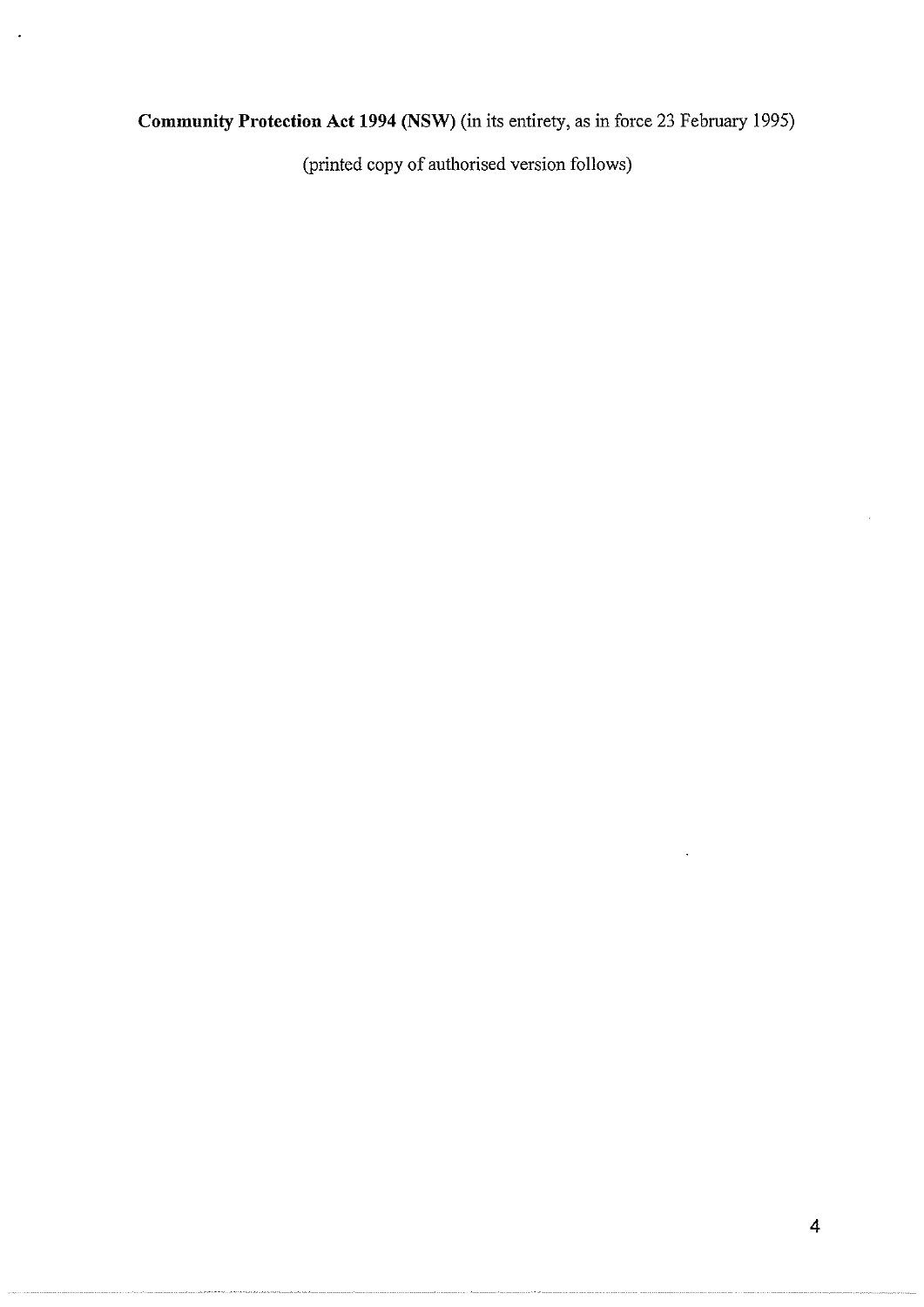**Community Protection Act 1994 (NSW)** (in its entirety, as in force 23 February 1995)

(printed copy of authorised version follows)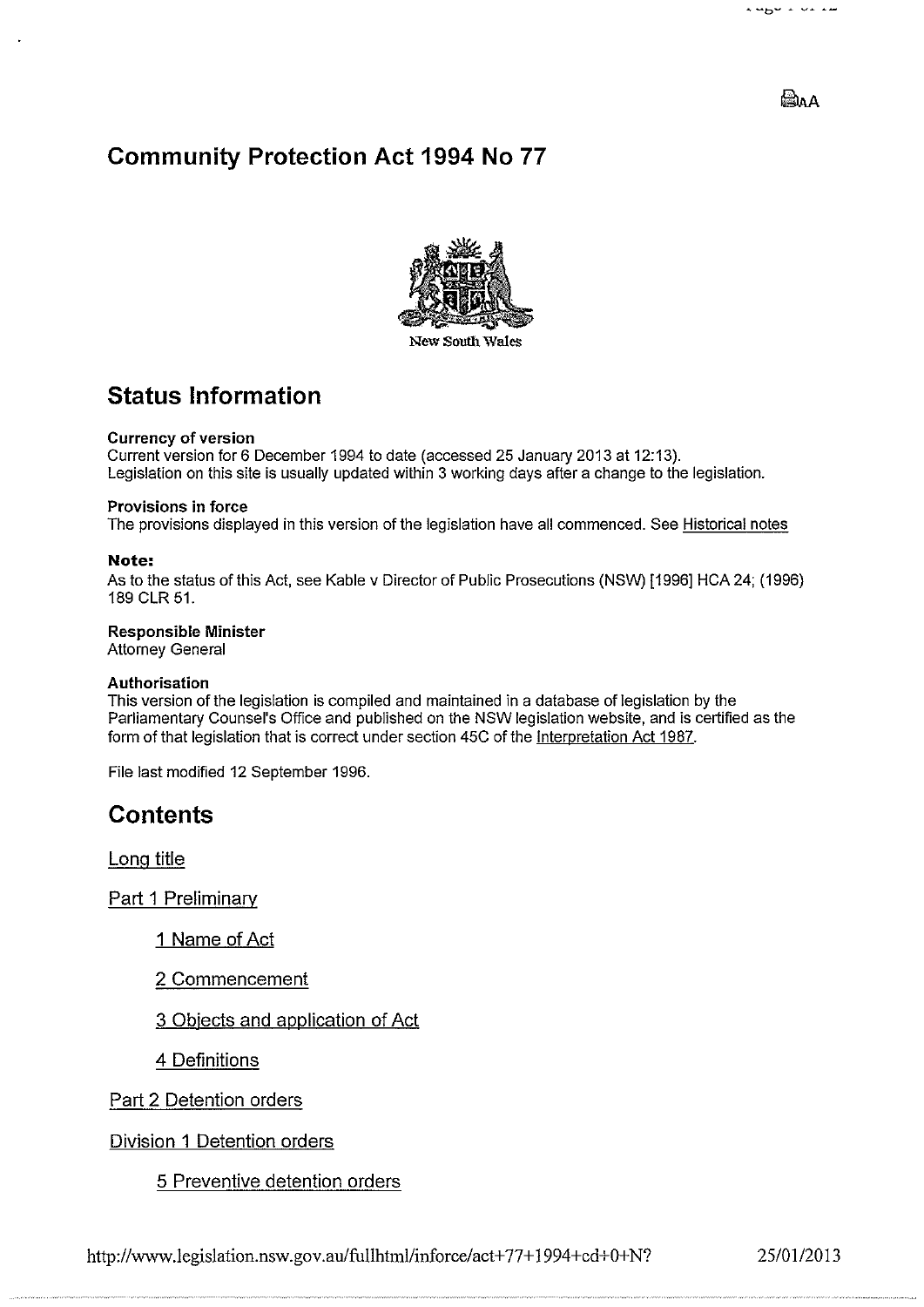# Community Protection Act 1994 No 77

New South Wales

## Status Information

**Currency of version**
Current version for 6 December 1994 to date (accessed 25 January 2013 at 12:13).
Legislation on this site is usually updated within 3 working days after a change to the legislation.

**Provisions in force**
The provisions displayed in this version of the legislation have all commenced. See Historical notes

**Note:**
As to the status of this Act, see Kable v Director of Public Prosecutions (NSW) [1996] HCA 24; (1996) 189 CLR 51.

**Responsible Minister**
Attorney General

**Authorisation**
This version of the legislation is compiled and maintained in a database of legislation by the Parliamentary Counsel's Office and published on the NSW legislation website, and is certified as the form of that legislation that is correct under section 45C of the Interpretation Act 1987.

File last modified 12 September 1996.

## Contents

Long title

Part 1 Preliminary

- 1 Name of Act
- 2 Commencement
- 3 Objects and application of Act
- 4 Definitions

Part 2 Detention orders

Division 1 Detention orders

- 5 Preventive detention orders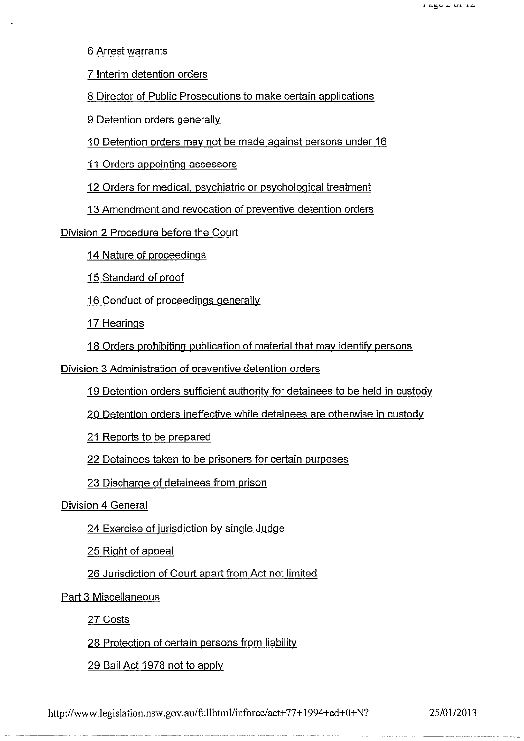6 Arrest warrants

7 Interim detention orders

8 Director of Public Prosecutions to make certain applications

9 Detention orders generally

10 Detention orders may not be made against persons under 16

11 Orders appointing assessors

12 Orders for medical, psychiatric or psychological treatment

13 Amendment and revocation of preventive detention orders

Division 2 Procedure before the Court

14 Nature of proceedings

15 Standard of proof

16 Conduct of proceedings generally

17 Hearings

18 Orders prohibiting publication of material that may identify persons

Division 3 Administration of preventive detention orders

19 Detention orders sufficient authority for detainees to be held in custody

20 Detention orders ineffective while detainees are otherwise in custody

21 Reports to be prepared

22 Detainees taken to be prisoners for certain purposes

23 Discharge of detainees from prison

Division 4 General

24 Exercise of jurisdiction by single Judge

25 Right of appeal

26 Jurisdiction of Court apart from Act not limited

Part 3 Miscellaneous

27 Costs

28 Protection of certain persons from liability

29 Bail Act 1978 not to apply

http://www.legislation.nsw.gov.au/fullhtml/inforce/act+77+1994+cd+0+N? 25/01/2013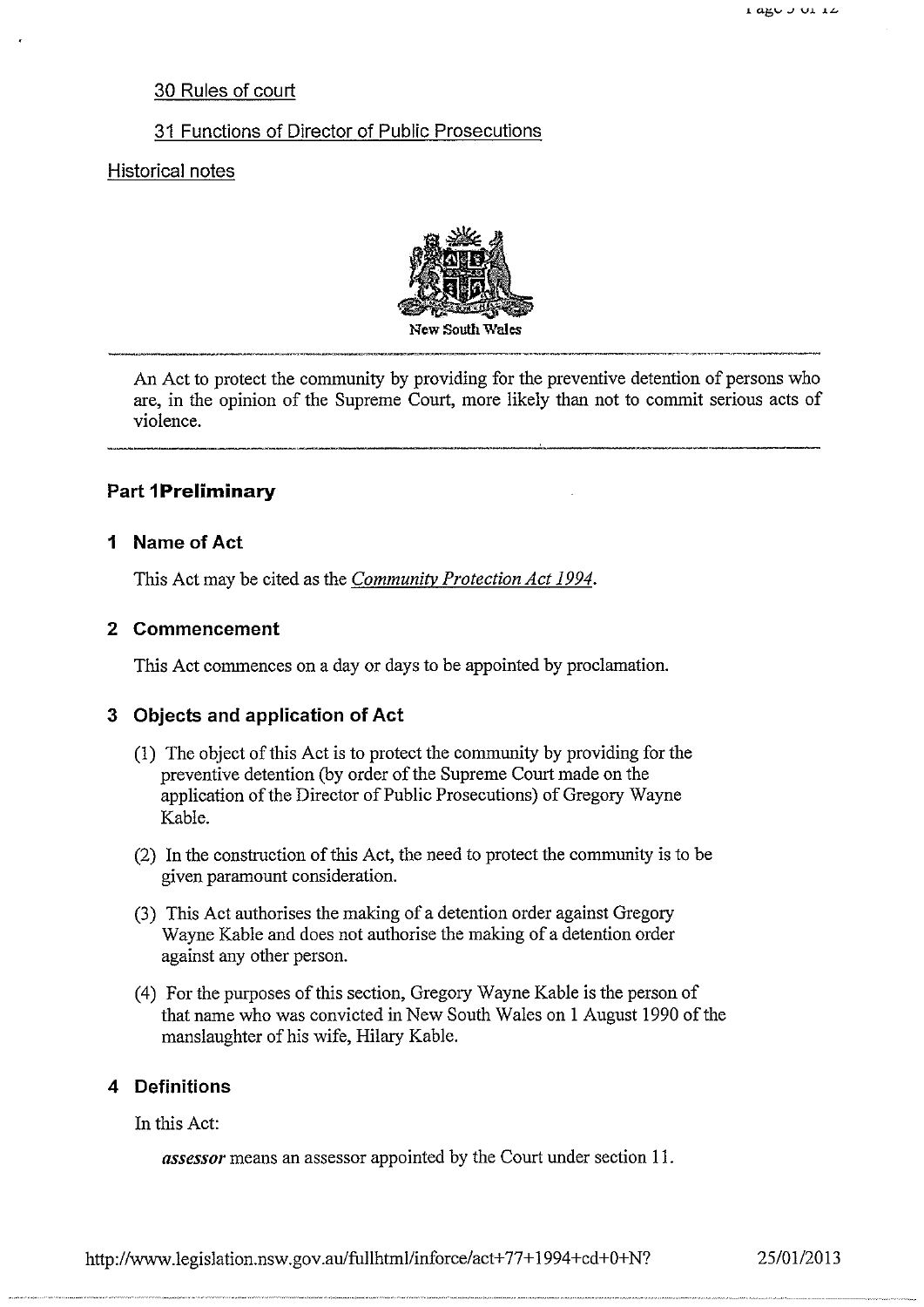30 Rules of court

31 Functions of Director of Public Prosecutions

Historical notes

New South Wales

An Act to protect the community by providing for the preventive detention of persons who are, in the opinion of the Supreme Court, more likely than not to commit serious acts of violence.

## Part 1 Preliminary

### 1 Name of Act

This Act may be cited as the *Community Protection Act 1994*.

### 2 Commencement

This Act commences on a day or days to be appointed by proclamation.

### 3 Objects and application of Act

(1) The object of this Act is to protect the community by providing for the preventive detention (by order of the Supreme Court made on the application of the Director of Public Prosecutions) of Gregory Wayne Kable.

(2) In the construction of this Act, the need to protect the community is to be given paramount consideration.

(3) This Act authorises the making of a detention order against Gregory Wayne Kable and does not authorise the making of a detention order against any other person.

(4) For the purposes of this section, Gregory Wayne Kable is the person of that name who was convicted in New South Wales on 1 August 1990 of the manslaughter of his wife, Hilary Kable.

### 4 Definitions

In this Act:

***assessor*** means an assessor appointed by the Court under section 11.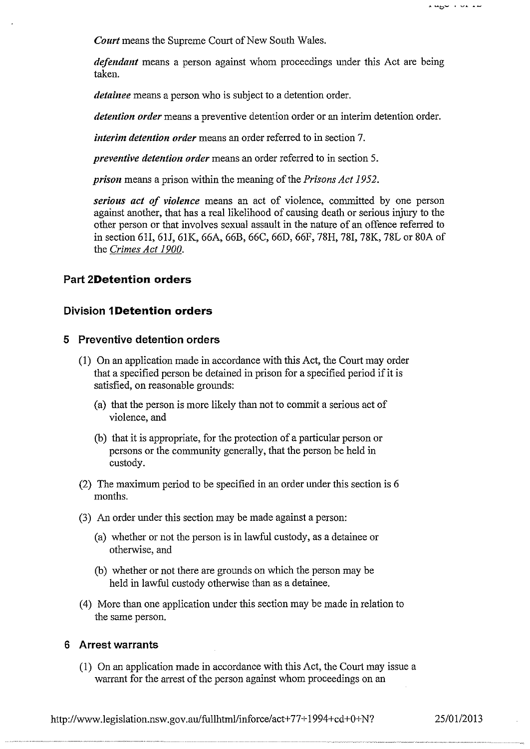*Court* means the Supreme Court of New South Wales.

*defendant* means a person against whom proceedings under this Act are being taken.

*detainee* means a person who is subject to a detention order.

*detention order* means a preventive detention order or an interim detention order.

*interim detention order* means an order referred to in section 7.

*preventive detention order* means an order referred to in section 5.

*prison* means a prison within the meaning of the *Prisons Act 1952*.

*serious act of violence* means an act of violence, committed by one person against another, that has a real likelihood of causing death or serious injury to the other person or that involves sexual assault in the nature of an offence referred to in section 61I, 61J, 61K, 66A, 66B, 66C, 66D, 66F, 78H, 78I, 78K, 78L or 80A of the Crimes Act 1900.

## Part 2 Detention orders

### Division 1 Detention orders

### 5 Preventive detention orders

(1) On an application made in accordance with this Act, the Court may order that a specified person be detained in prison for a specified period if it is satisfied, on reasonable grounds:

(a) that the person is more likely than not to commit a serious act of violence, and

(b) that it is appropriate, for the protection of a particular person or persons or the community generally, that the person be held in custody.

(2) The maximum period to be specified in an order under this section is 6 months.

(3) An order under this section may be made against a person:

(a) whether or not the person is in lawful custody, as a detainee or otherwise, and

(b) whether or not there are grounds on which the person may be held in lawful custody otherwise than as a detainee.

(4) More than one application under this section may be made in relation to the same person.

### 6 Arrest warrants

(1) On an application made in accordance with this Act, the Court may issue a warrant for the arrest of the person against whom proceedings on an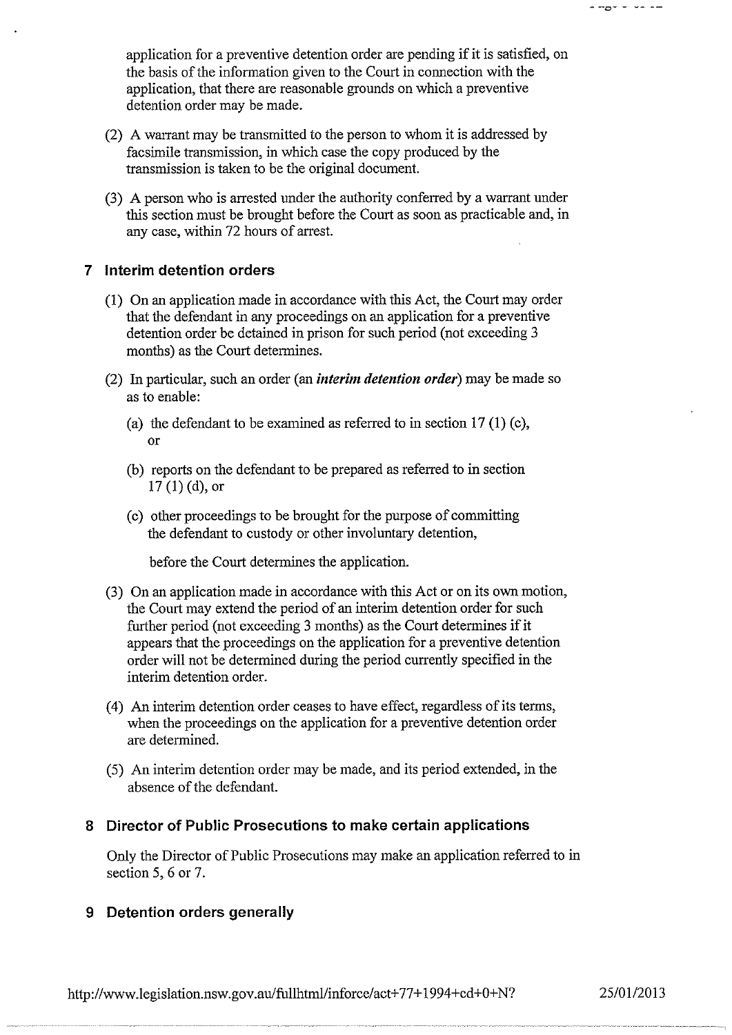application for a preventive detention order are pending if it is satisfied, on the basis of the information given to the Court in connection with the application, that there are reasonable grounds on which a preventive detention order may be made.

(2) A warrant may be transmitted to the person to whom it is addressed by facsimile transmission, in which case the copy produced by the transmission is taken to be the original document.

(3) A person who is arrested under the authority conferred by a warrant under this section must be brought before the Court as soon as practicable and, in any case, within 72 hours of arrest.

## 7 Interim detention orders

(1) On an application made in accordance with this Act, the Court may order that the defendant in any proceedings on an application for a preventive detention order be detained in prison for such period (not exceeding 3 months) as the Court determines.

(2) In particular, such an order (an ***interim detention order***) may be made so as to enable:

(a) the defendant to be examined as referred to in section 17 (1) (c), or

(b) reports on the defendant to be prepared as referred to in section 17 (1) (d), or

(c) other proceedings to be brought for the purpose of committing the defendant to custody or other involuntary detention,

before the Court determines the application.

(3) On an application made in accordance with this Act or on its own motion, the Court may extend the period of an interim detention order for such further period (not exceeding 3 months) as the Court determines if it appears that the proceedings on the application for a preventive detention order will not be determined during the period currently specified in the interim detention order.

(4) An interim detention order ceases to have effect, regardless of its terms, when the proceedings on the application for a preventive detention order are determined.

(5) An interim detention order may be made, and its period extended, in the absence of the defendant.

## 8 Director of Public Prosecutions to make certain applications

Only the Director of Public Prosecutions may make an application referred to in section 5, 6 or 7.

## 9 Detention orders generally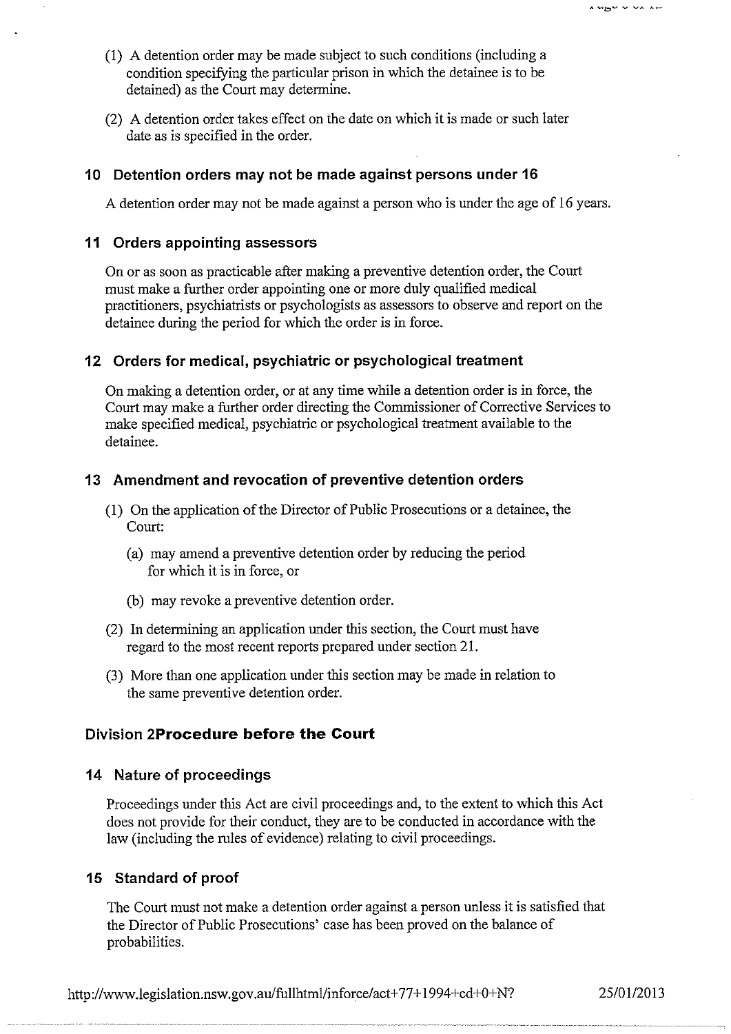(1) A detention order may be made subject to such conditions (including a condition specifying the particular prison in which the detainee is to be detained) as the Court may determine.

(2) A detention order takes effect on the date on which it is made or such later date as is specified in the order.

### 10 Detention orders may not be made against persons under 16

A detention order may not be made against a person who is under the age of 16 years.

### 11 Orders appointing assessors

On or as soon as practicable after making a preventive detention order, the Court must make a further order appointing one or more duly qualified medical practitioners, psychiatrists or psychologists as assessors to observe and report on the detainee during the period for which the order is in force.

### 12 Orders for medical, psychiatric or psychological treatment

On making a detention order, or at any time while a detention order is in force, the Court may make a further order directing the Commissioner of Corrective Services to make specified medical, psychiatric or psychological treatment available to the detainee.

### 13 Amendment and revocation of preventive detention orders

(1) On the application of the Director of Public Prosecutions or a detainee, the Court:

(a) may amend a preventive detention order by reducing the period for which it is in force, or

(b) may revoke a preventive detention order.

(2) In determining an application under this section, the Court must have regard to the most recent reports prepared under section 21.

(3) More than one application under this section may be made in relation to the same preventive detention order.

## Division 2Procedure before the Court

### 14 Nature of proceedings

Proceedings under this Act are civil proceedings and, to the extent to which this Act does not provide for their conduct, they are to be conducted in accordance with the law (including the rules of evidence) relating to civil proceedings.

### 15 Standard of proof

The Court must not make a detention order against a person unless it is satisfied that the Director of Public Prosecutions' case has been proved on the balance of probabilities.

http://www.legislation.nsw.gov.au/fullhtml/inforce/act+77+1994+cd+0+N? 25/01/2013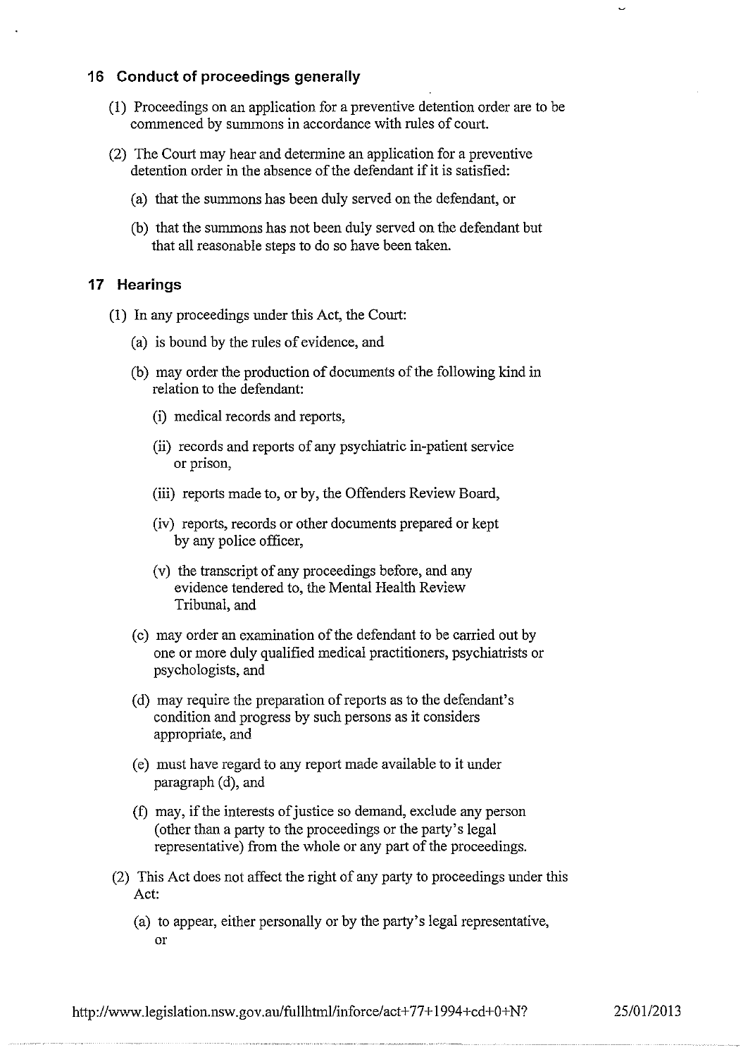### 16 Conduct of proceedings generally

(1) Proceedings on an application for a preventive detention order are to be commenced by summons in accordance with rules of court.

(2) The Court may hear and determine an application for a preventive detention order in the absence of the defendant if it is satisfied:

(a) that the summons has been duly served on the defendant, or

(b) that the summons has not been duly served on the defendant but that all reasonable steps to do so have been taken.

### 17 Hearings

(1) In any proceedings under this Act, the Court:

(a) is bound by the rules of evidence, and

(b) may order the production of documents of the following kind in relation to the defendant:

(i) medical records and reports,

(ii) records and reports of any psychiatric in-patient service or prison,

(iii) reports made to, or by, the Offenders Review Board,

(iv) reports, records or other documents prepared or kept by any police officer,

(v) the transcript of any proceedings before, and any evidence tendered to, the Mental Health Review Tribunal, and

(c) may order an examination of the defendant to be carried out by one or more duly qualified medical practitioners, psychiatrists or psychologists, and

(d) may require the preparation of reports as to the defendant's condition and progress by such persons as it considers appropriate, and

(e) must have regard to any report made available to it under paragraph (d), and

(f) may, if the interests of justice so demand, exclude any person (other than a party to the proceedings or the party's legal representative) from the whole or any part of the proceedings.

(2) This Act does not affect the right of any party to proceedings under this Act:

(a) to appear, either personally or by the party's legal representative, or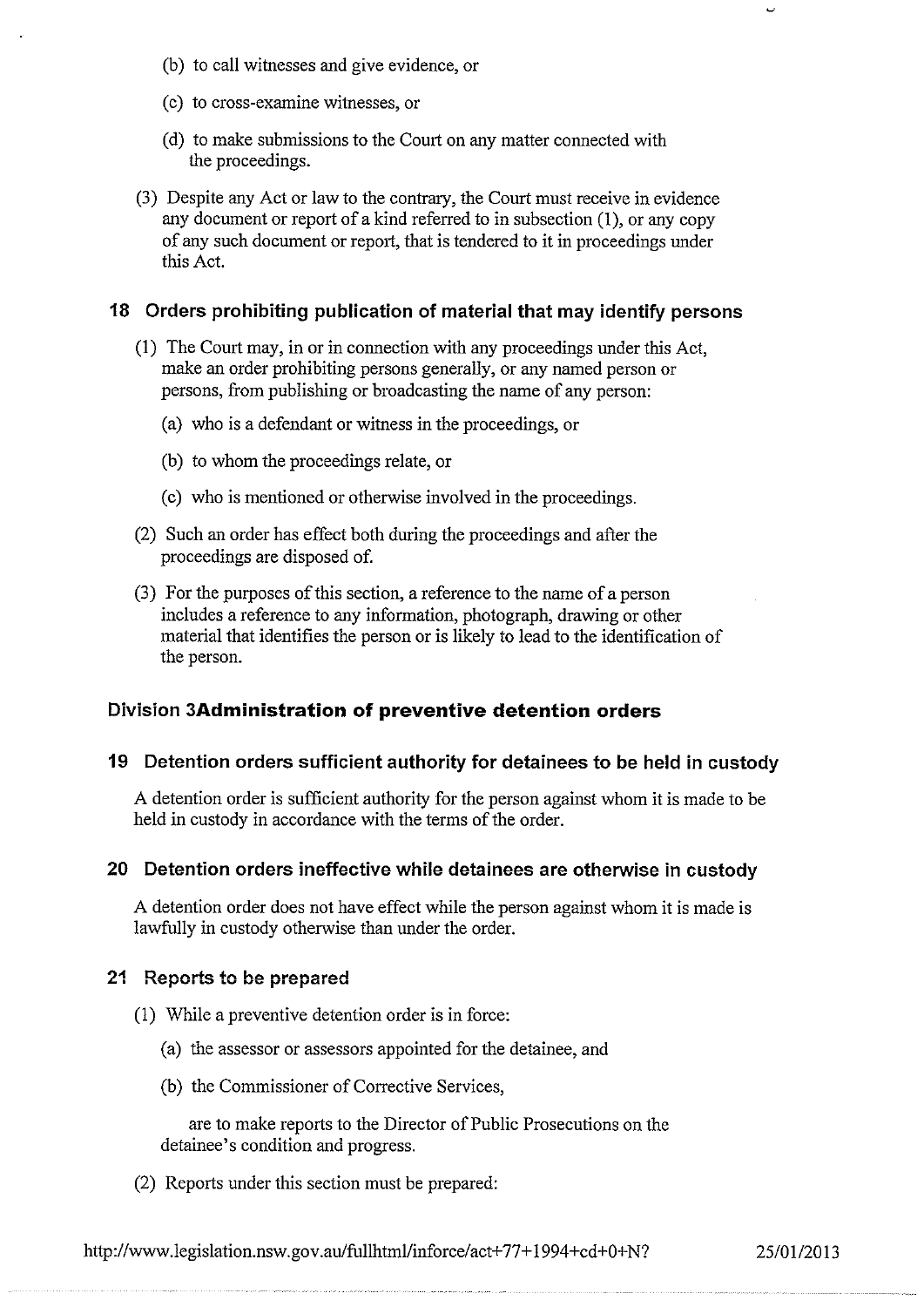(b) to call witnesses and give evidence, or

(c) to cross-examine witnesses, or

(d) to make submissions to the Court on any matter connected with the proceedings.

(3) Despite any Act or law to the contrary, the Court must receive in evidence any document or report of a kind referred to in subsection (1), or any copy of any such document or report, that is tendered to it in proceedings under this Act.

### 18 Orders prohibiting publication of material that may identify persons

(1) The Court may, in or in connection with any proceedings under this Act, make an order prohibiting persons generally, or any named person or persons, from publishing or broadcasting the name of any person:

(a) who is a defendant or witness in the proceedings, or

(b) to whom the proceedings relate, or

(c) who is mentioned or otherwise involved in the proceedings.

(2) Such an order has effect both during the proceedings and after the proceedings are disposed of.

(3) For the purposes of this section, a reference to the name of a person includes a reference to any information, photograph, drawing or other material that identifies the person or is likely to lead to the identification of the person.

## Division 3 **Administration of preventive detention orders**

### 19 Detention orders sufficient authority for detainees to be held in custody

A detention order is sufficient authority for the person against whom it is made to be held in custody in accordance with the terms of the order.

### 20 Detention orders ineffective while detainees are otherwise in custody

A detention order does not have effect while the person against whom it is made is lawfully in custody otherwise than under the order.

### 21 Reports to be prepared

(1) While a preventive detention order is in force:

(a) the assessor or assessors appointed for the detainee, and

(b) the Commissioner of Corrective Services,

are to make reports to the Director of Public Prosecutions on the detainee's condition and progress.

(2) Reports under this section must be prepared:

http://www.legislation.nsw.gov.au/fullhtml/inforce/act+77+1994+cd+0+N? 25/01/2013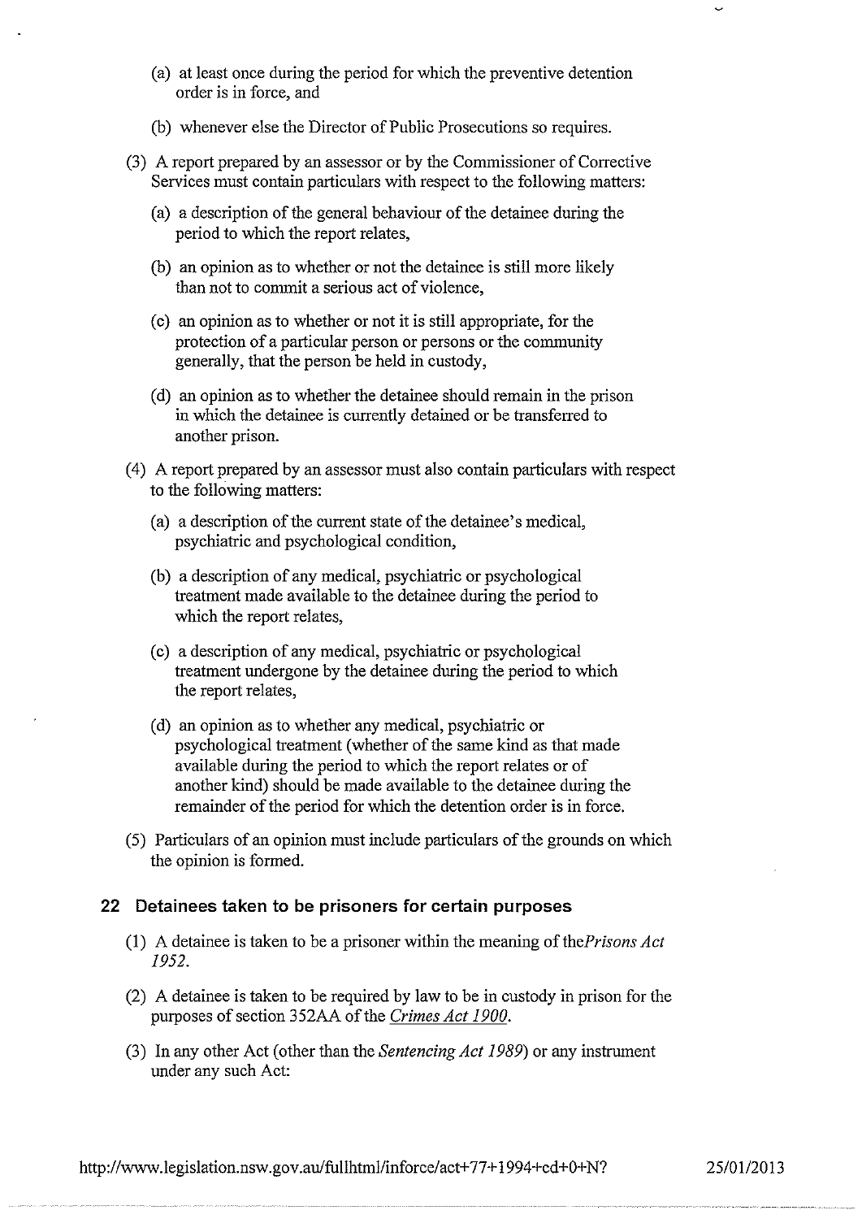(a) at least once during the period for which the preventive detention order is in force, and

(b) whenever else the Director of Public Prosecutions so requires.

(3) A report prepared by an assessor or by the Commissioner of Corrective Services must contain particulars with respect to the following matters:

(a) a description of the general behaviour of the detainee during the period to which the report relates,

(b) an opinion as to whether or not the detainee is still more likely than not to commit a serious act of violence,

(c) an opinion as to whether or not it is still appropriate, for the protection of a particular person or persons or the community generally, that the person be held in custody,

(d) an opinion as to whether the detainee should remain in the prison in which the detainee is currently detained or be transferred to another prison.

(4) A report prepared by an assessor must also contain particulars with respect to the following matters:

(a) a description of the current state of the detainee's medical, psychiatric and psychological condition,

(b) a description of any medical, psychiatric or psychological treatment made available to the detainee during the period to which the report relates,

(c) a description of any medical, psychiatric or psychological treatment undergone by the detainee during the period to which the report relates,

(d) an opinion as to whether any medical, psychiatric or psychological treatment (whether of the same kind as that made available during the period to which the report relates or of another kind) should be made available to the detainee during the remainder of the period for which the detention order is in force.

(5) Particulars of an opinion must include particulars of the grounds on which the opinion is formed.

## 22 Detainees taken to be prisoners for certain purposes

(1) A detainee is taken to be a prisoner within the meaning of the*Prisons Act 1952*.

(2) A detainee is taken to be required by law to be in custody in prison for the purposes of section 352AA of the *Crimes Act 1900*.

(3) In any other Act (other than the *Sentencing Act 1989*) or any instrument under any such Act:

http://www.legislation.nsw.gov.au/fullhtml/inforce/act+77+1994+cd+0+N? 25/01/2013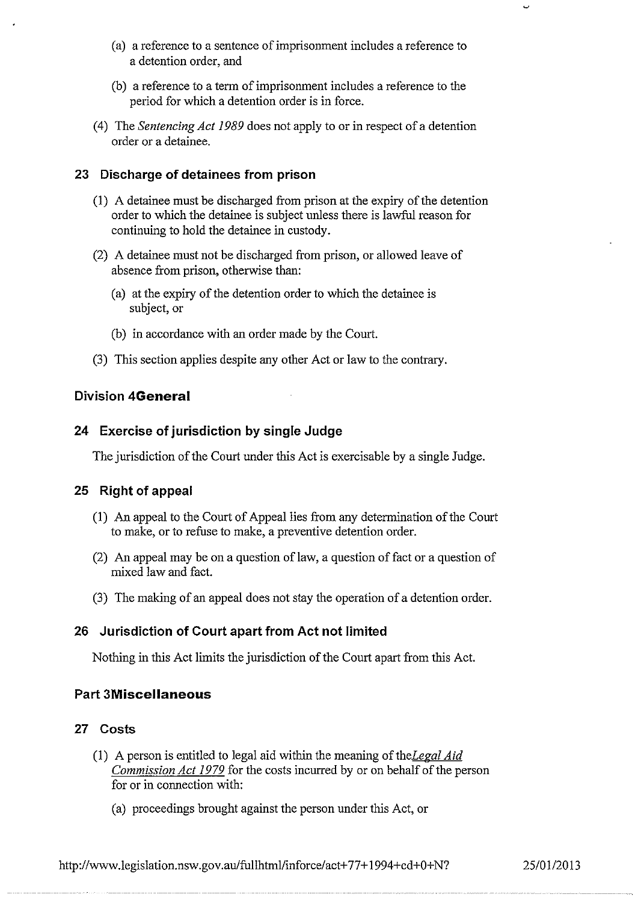(a) a reference to a sentence of imprisonment includes a reference to a detention order, and

(b) a reference to a term of imprisonment includes a reference to the period for which a detention order is in force.

(4) The *Sentencing Act 1989* does not apply to or in respect of a detention order or a detainee.

### 23 Discharge of detainees from prison

(1) A detainee must be discharged from prison at the expiry of the detention order to which the detainee is subject unless there is lawful reason for continuing to hold the detainee in custody.

(2) A detainee must not be discharged from prison, or allowed leave of absence from prison, otherwise than:

(a) at the expiry of the detention order to which the detainee is subject, or

(b) in accordance with an order made by the Court.

(3) This section applies despite any other Act or law to the contrary.

## Division 4General

### 24 Exercise of jurisdiction by single Judge

The jurisdiction of the Court under this Act is exercisable by a single Judge.

### 25 Right of appeal

(1) An appeal to the Court of Appeal lies from any determination of the Court to make, or to refuse to make, a preventive detention order.

(2) An appeal may be on a question of law, a question of fact or a question of mixed law and fact.

(3) The making of an appeal does not stay the operation of a detention order.

### 26 Jurisdiction of Court apart from Act not limited

Nothing in this Act limits the jurisdiction of the Court apart from this Act.

## Part 3Miscellaneous

### 27 Costs

(1) A person is entitled to legal aid within the meaning of the*Legal Aid Commission Act 1979* for the costs incurred by or on behalf of the person for or in connection with:

(a) proceedings brought against the person under this Act, or

http://www.legislation.nsw.gov.au/fullhtml/inforce/act+77+1994+cd+0+N? 25/01/2013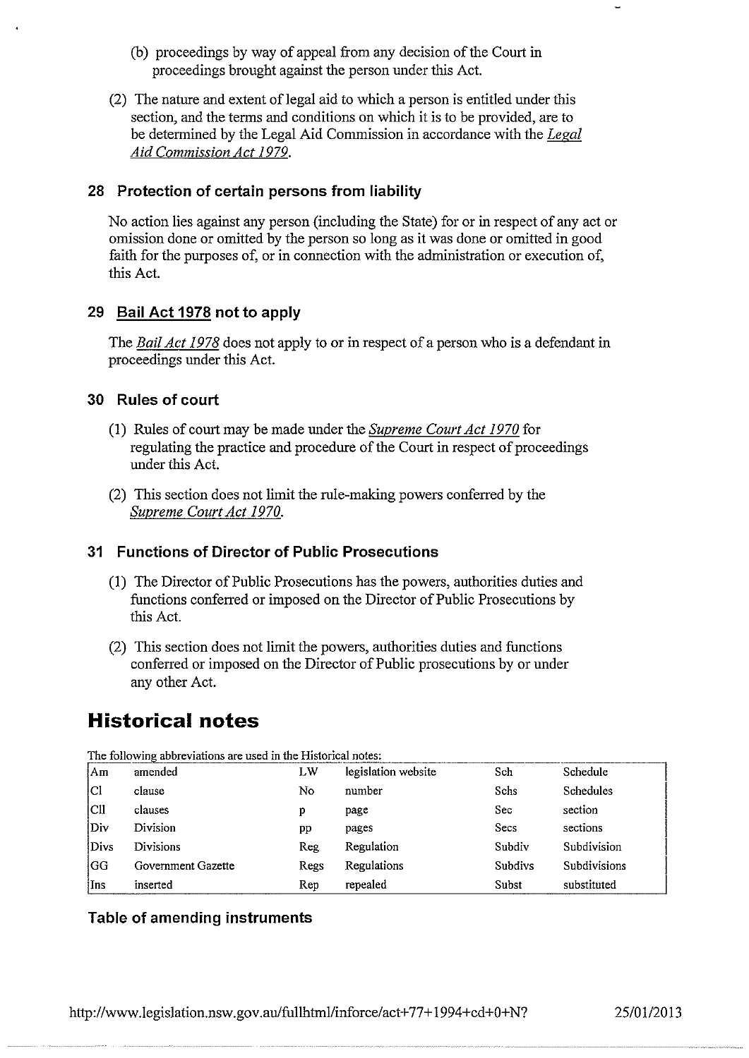(b) proceedings by way of appeal from any decision of the Court in proceedings brought against the person under this Act.

(2) The nature and extent of legal aid to which a person is entitled under this section, and the terms and conditions on which it is to be provided, are to be determined by the Legal Aid Commission in accordance with the *Legal Aid Commission Act 1979*.

### 28 Protection of certain persons from liability

No action lies against any person (including the State) for or in respect of any act or omission done or omitted by the person so long as it was done or omitted in good faith for the purposes of, or in connection with the administration or execution of, this Act.

### 29 Bail Act 1978 not to apply

The *Bail Act 1978* does not apply to or in respect of a person who is a defendant in proceedings under this Act.

### 30 Rules of court

(1) Rules of court may be made under the *Supreme Court Act 1970* for regulating the practice and procedure of the Court in respect of proceedings under this Act.

(2) This section does not limit the rule-making powers conferred by the *Supreme Court Act 1970*.

### 31 Functions of Director of Public Prosecutions

(1) The Director of Public Prosecutions has the powers, authorities duties and functions conferred or imposed on the Director of Public Prosecutions by this Act.

(2) This section does not limit the powers, authorities duties and functions conferred or imposed on the Director of Public prosecutions by or under any other Act.

# Historical notes

The following abbreviations are used in the Historical notes:

| | | | | | |
|---|---|---|---|---|---|
| Am | amended | LW | legislation website | Sch | Schedule |
| Cl | clause | No | number | Schs | Schedules |
| Cll | clauses | p | page | Sec | section |
| Div | Division | pp | pages | Secs | sections |
| Divs | Divisions | Reg | Regulation | Subdiv | Subdivision |
| GG | Government Gazette | Regs | Regulations | Subdivs | Subdivisions |
| Ins | inserted | Rep | repealed | Subst | substituted |

### Table of amending instruments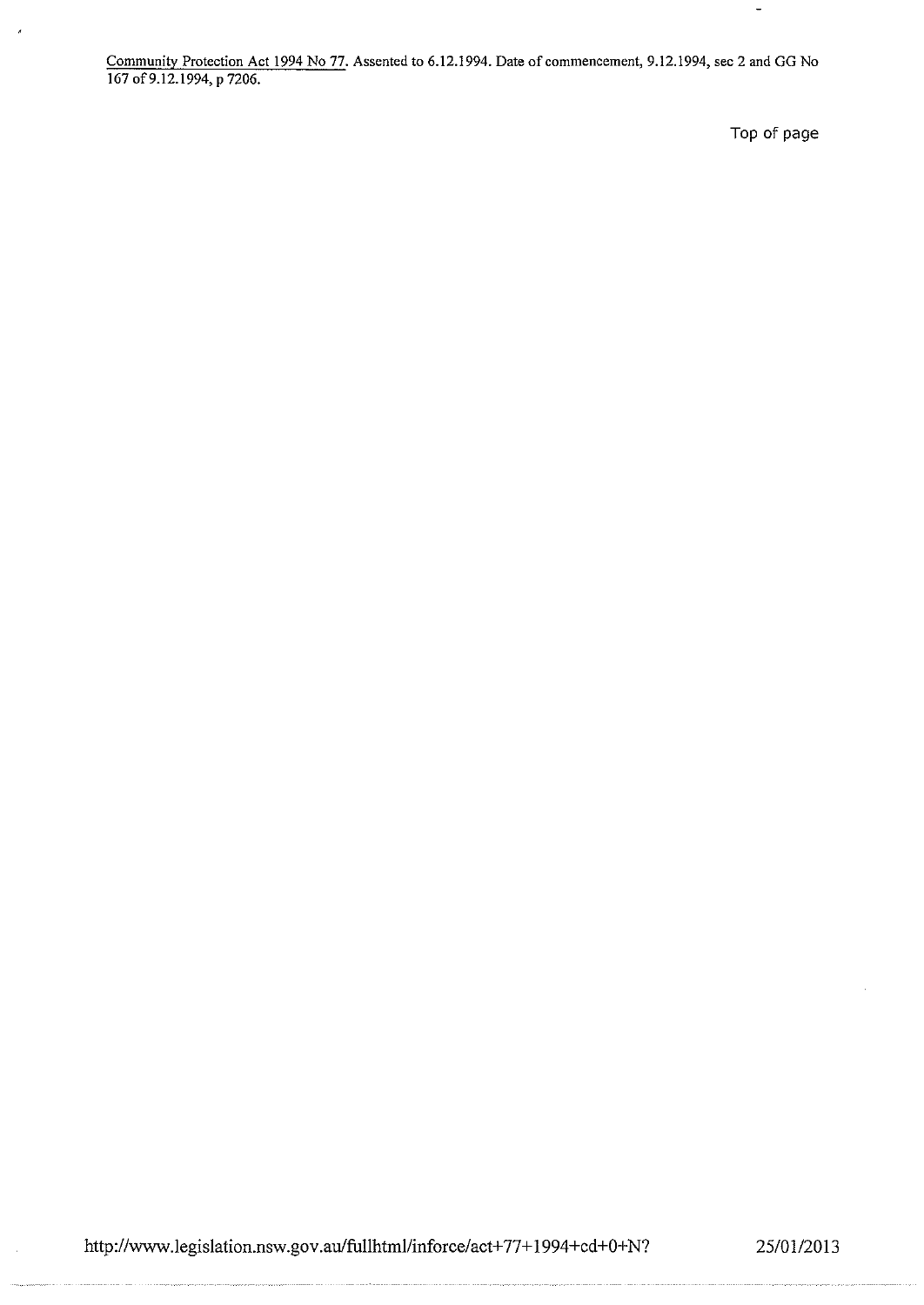Community Protection Act 1994 No 77. Assented to 6.12.1994. Date of commencement, 9.12.1994, sec 2 and GG No 167 of 9.12.1994, p 7206.

Top of page